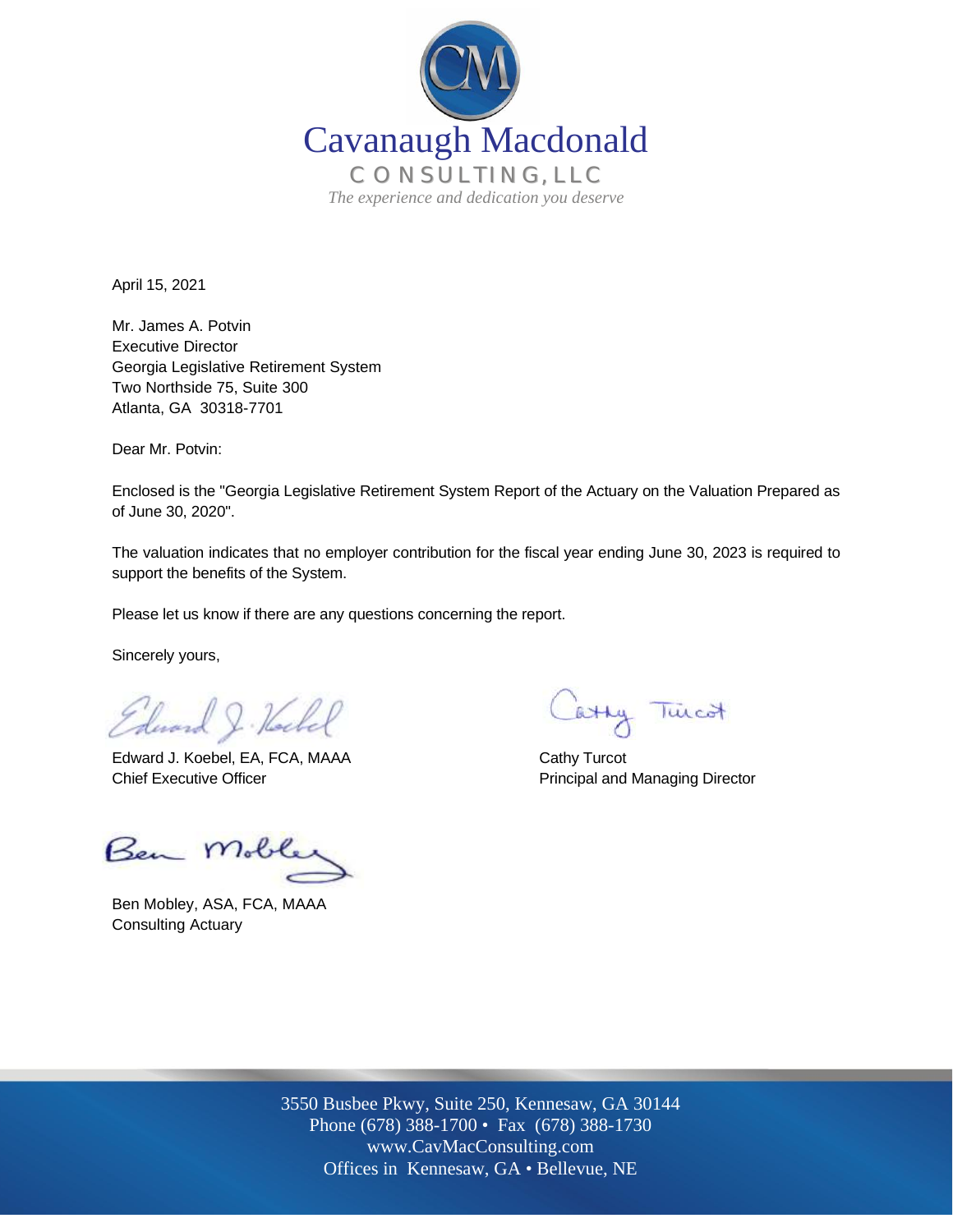# Cavanaugh Macdonald

**CONSULTING, LLC**

*The experience and dedication you deserve*

April 15, 2021

Mr. James A. Potvin
Executive Director
Georgia Legislative Retirement System
Two Northside 75, Suite 300
Atlanta, GA 30318-7701

Dear Mr. Potvin:

Enclosed is the "Georgia Legislative Retirement System Report of the Actuary on the Valuation Prepared as of June 30, 2020".

The valuation indicates that no employer contribution for the fiscal year ending June 30, 2023 is required to support the benefits of the System.

Please let us know if there are any questions concerning the report.

Sincerely yours,

Edward J. Koebel, EA, FCA, MAAA
Chief Executive Officer

Cathy Turcot
Principal and Managing Director

Ben Mobley, ASA, FCA, MAAA
Consulting Actuary

3550 Busbee Pkwy, Suite 250, Kennesaw, GA 30144
Phone (678) 388-1700 • Fax (678) 388-1730
www.CavMacConsulting.com
Offices in Kennesaw, GA • Bellevue, NE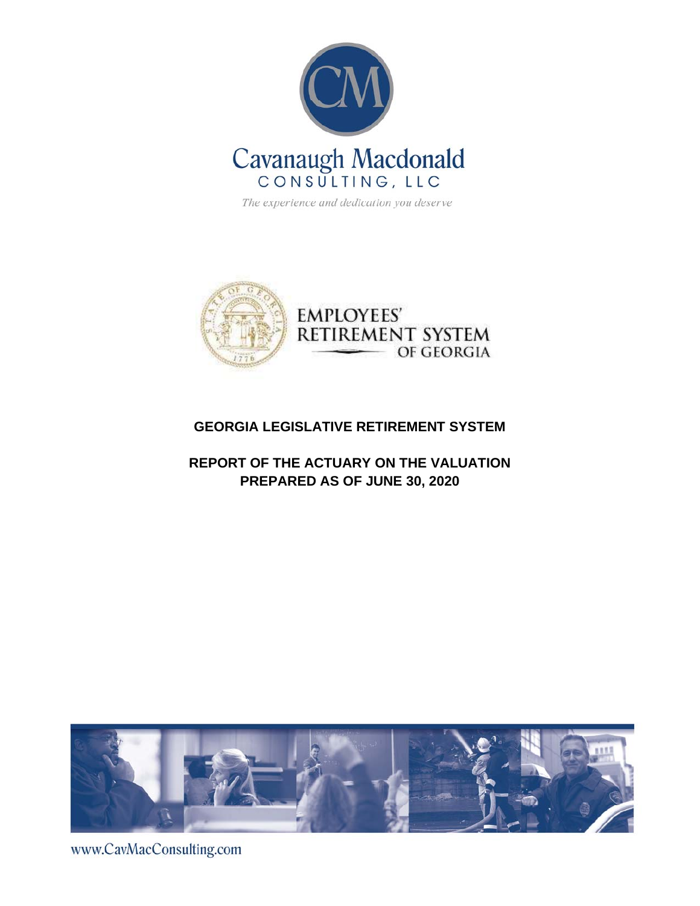Cavanaugh Macdonald
CONSULTING, LLC

*The experience and dedication you deserve*

EMPLOYEES'
RETIREMENT SYSTEM
OF GEORGIA

**GEORGIA LEGISLATIVE RETIREMENT SYSTEM**

**REPORT OF THE ACTUARY ON THE VALUATION**
**PREPARED AS OF JUNE 30, 2020**

www.CavMacConsulting.com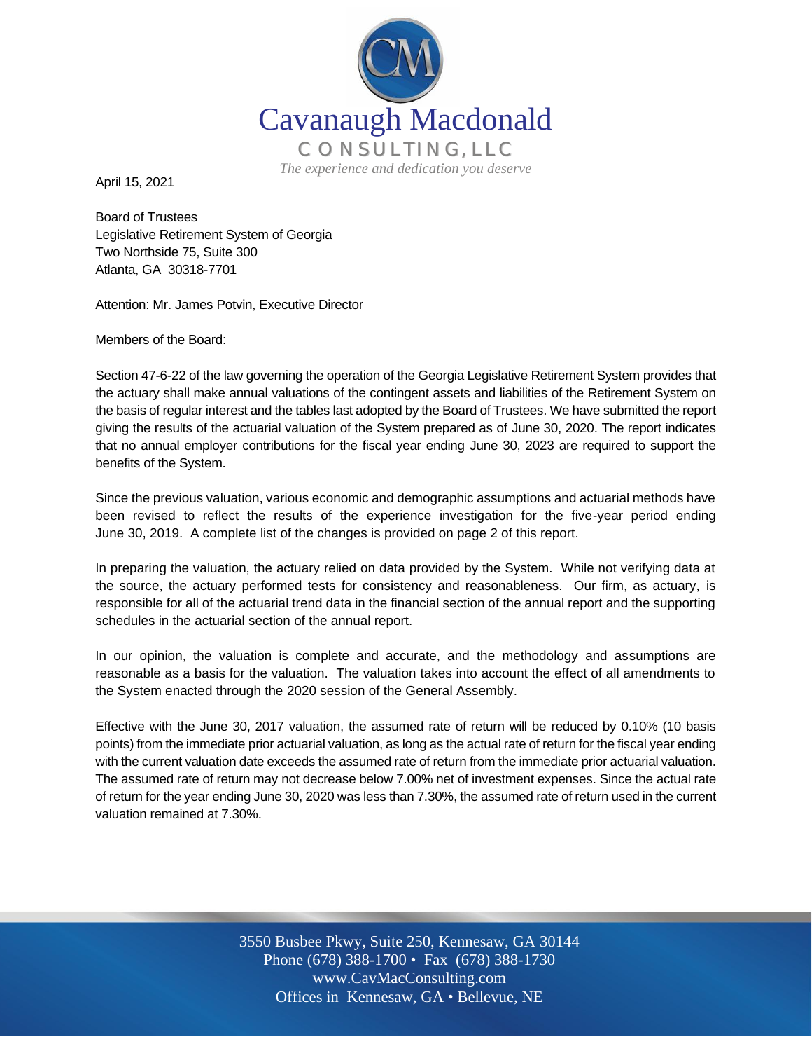Cavanaugh Macdonald
CONSULTING, LLC
*The experience and dedication you deserve*

April 15, 2021

Board of Trustees
Legislative Retirement System of Georgia
Two Northside 75, Suite 300
Atlanta, GA 30318-7701

Attention: Mr. James Potvin, Executive Director

Members of the Board:

Section 47-6-22 of the law governing the operation of the Georgia Legislative Retirement System provides that the actuary shall make annual valuations of the contingent assets and liabilities of the Retirement System on the basis of regular interest and the tables last adopted by the Board of Trustees. We have submitted the report giving the results of the actuarial valuation of the System prepared as of June 30, 2020. The report indicates that no annual employer contributions for the fiscal year ending June 30, 2023 are required to support the benefits of the System.

Since the previous valuation, various economic and demographic assumptions and actuarial methods have been revised to reflect the results of the experience investigation for the five-year period ending June 30, 2019. A complete list of the changes is provided on page 2 of this report.

In preparing the valuation, the actuary relied on data provided by the System. While not verifying data at the source, the actuary performed tests for consistency and reasonableness. Our firm, as actuary, is responsible for all of the actuarial trend data in the financial section of the annual report and the supporting schedules in the actuarial section of the annual report.

In our opinion, the valuation is complete and accurate, and the methodology and assumptions are reasonable as a basis for the valuation. The valuation takes into account the effect of all amendments to the System enacted through the 2020 session of the General Assembly.

Effective with the June 30, 2017 valuation, the assumed rate of return will be reduced by 0.10% (10 basis points) from the immediate prior actuarial valuation, as long as the actual rate of return for the fiscal year ending with the current valuation date exceeds the assumed rate of return from the immediate prior actuarial valuation. The assumed rate of return may not decrease below 7.00% net of investment expenses. Since the actual rate of return for the year ending June 30, 2020 was less than 7.30%, the assumed rate of return used in the current valuation remained at 7.30%.

3550 Busbee Pkwy, Suite 250, Kennesaw, GA 30144
Phone (678) 388-1700 • Fax (678) 388-1730
www.CavMacConsulting.com
Offices in Kennesaw, GA • Bellevue, NE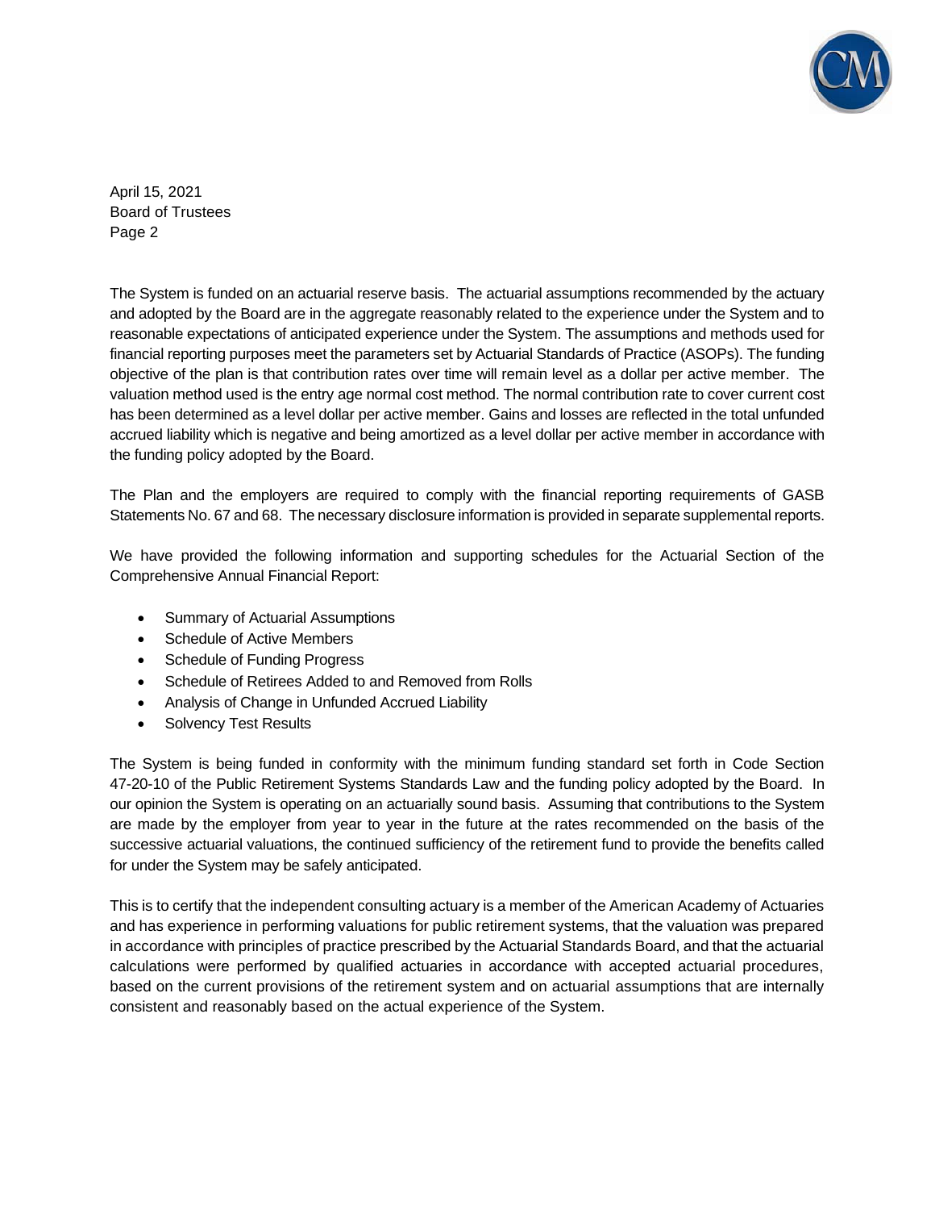The System is funded on an actuarial reserve basis. The actuarial assumptions recommended by the actuary and adopted by the Board are in the aggregate reasonably related to the experience under the System and to reasonable expectations of anticipated experience under the System. The assumptions and methods used for financial reporting purposes meet the parameters set by Actuarial Standards of Practice (ASOPs). The funding objective of the plan is that contribution rates over time will remain level as a dollar per active member. The valuation method used is the entry age normal cost method. The normal contribution rate to cover current cost has been determined as a level dollar per active member. Gains and losses are reflected in the total unfunded accrued liability which is negative and being amortized as a level dollar per active member in accordance with the funding policy adopted by the Board.

The Plan and the employers are required to comply with the financial reporting requirements of GASB Statements No. 67 and 68. The necessary disclosure information is provided in separate supplemental reports.

We have provided the following information and supporting schedules for the Actuarial Section of the Comprehensive Annual Financial Report:

- Summary of Actuarial Assumptions
- Schedule of Active Members
- Schedule of Funding Progress
- Schedule of Retirees Added to and Removed from Rolls
- Analysis of Change in Unfunded Accrued Liability
- Solvency Test Results

The System is being funded in conformity with the minimum funding standard set forth in Code Section 47-20-10 of the Public Retirement Systems Standards Law and the funding policy adopted by the Board. In our opinion the System is operating on an actuarially sound basis. Assuming that contributions to the System are made by the employer from year to year in the future at the rates recommended on the basis of the successive actuarial valuations, the continued sufficiency of the retirement fund to provide the benefits called for under the System may be safely anticipated.

This is to certify that the independent consulting actuary is a member of the American Academy of Actuaries and has experience in performing valuations for public retirement systems, that the valuation was prepared in accordance with principles of practice prescribed by the Actuarial Standards Board, and that the actuarial calculations were performed by qualified actuaries in accordance with accepted actuarial procedures, based on the current provisions of the retirement system and on actuarial assumptions that are internally consistent and reasonably based on the actual experience of the System.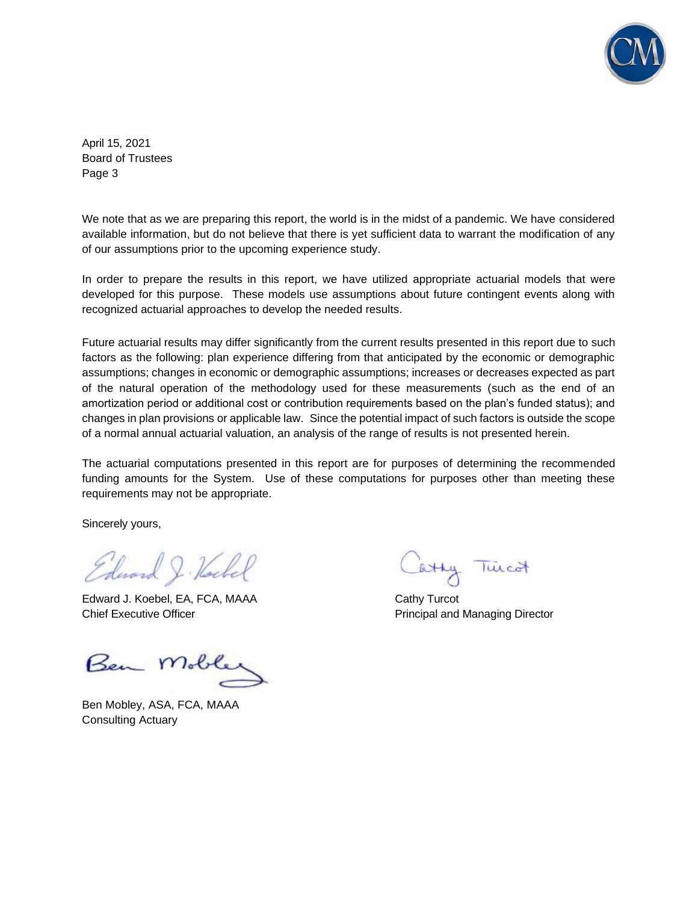April 15, 2021
Board of Trustees
Page 3

We note that as we are preparing this report, the world is in the midst of a pandemic. We have considered available information, but do not believe that there is yet sufficient data to warrant the modification of any of our assumptions prior to the upcoming experience study.

In order to prepare the results in this report, we have utilized appropriate actuarial models that were developed for this purpose. These models use assumptions about future contingent events along with recognized actuarial approaches to develop the needed results.

Future actuarial results may differ significantly from the current results presented in this report due to such factors as the following: plan experience differing from that anticipated by the economic or demographic assumptions; changes in economic or demographic assumptions; increases or decreases expected as part of the natural operation of the methodology used for these measurements (such as the end of an amortization period or additional cost or contribution requirements based on the plan's funded status); and changes in plan provisions or applicable law. Since the potential impact of such factors is outside the scope of a normal annual actuarial valuation, an analysis of the range of results is not presented herein.

The actuarial computations presented in this report are for purposes of determining the recommended funding amounts for the System. Use of these computations for purposes other than meeting these requirements may not be appropriate.

Sincerely yours,

Edward J. Koebel, EA, FCA, MAAA
Chief Executive Officer

Cathy Turcot
Principal and Managing Director

Ben Mobley, ASA, FCA, MAAA
Consulting Actuary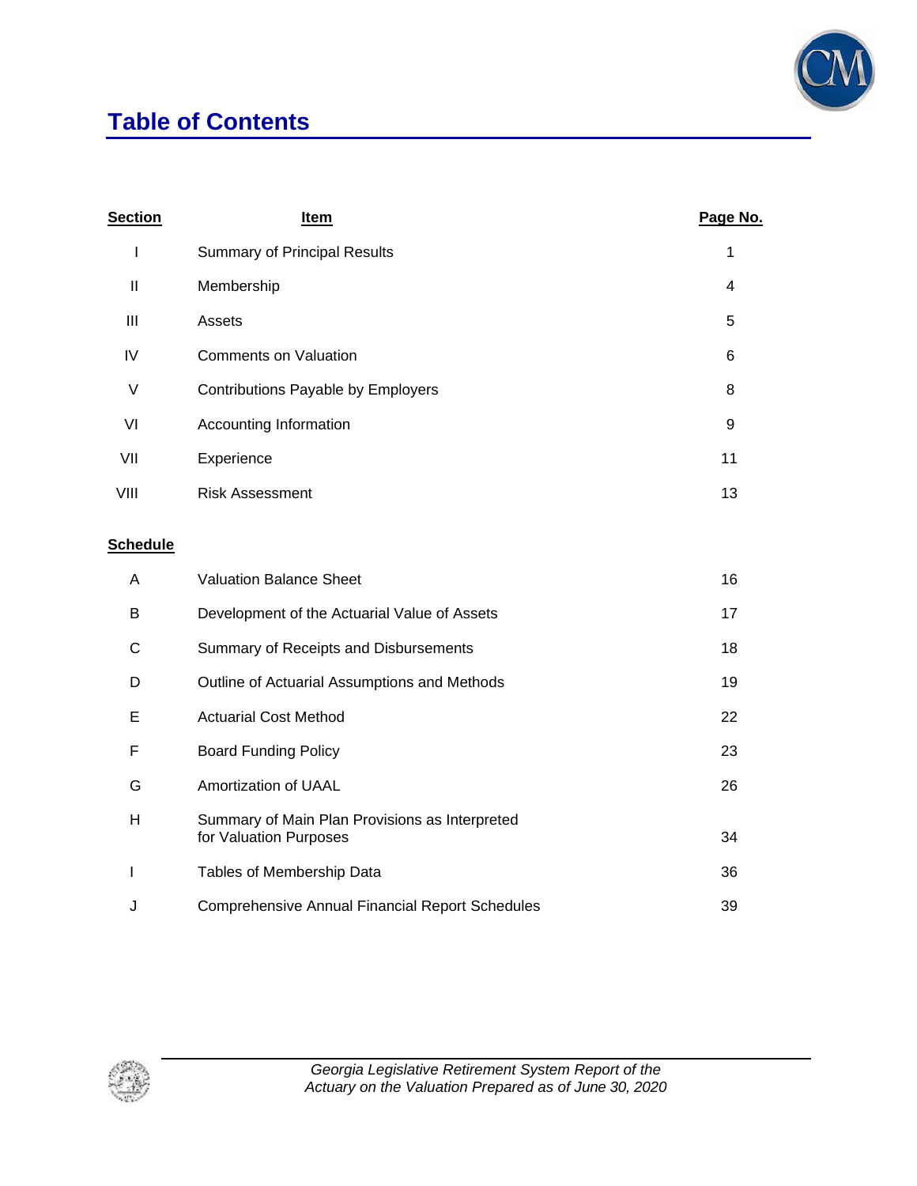# Table of Contents

| Section | Item | Page No. |
|---|---|---|
| I | Summary of Principal Results | 1 |
| II | Membership | 4 |
| III | Assets | 5 |
| IV | Comments on Valuation | 6 |
| V | Contributions Payable by Employers | 8 |
| VI | Accounting Information | 9 |
| VII | Experience | 11 |
| VIII | Risk Assessment | 13 |

| Schedule | Item | Page No. |
|---|---|---|
| A | Valuation Balance Sheet | 16 |
| B | Development of the Actuarial Value of Assets | 17 |
| C | Summary of Receipts and Disbursements | 18 |
| D | Outline of Actuarial Assumptions and Methods | 19 |
| E | Actuarial Cost Method | 22 |
| F | Board Funding Policy | 23 |
| G | Amortization of UAAL | 26 |
| H | Summary of Main Plan Provisions as Interpreted for Valuation Purposes | 34 |
| I | Tables of Membership Data | 36 |
| J | Comprehensive Annual Financial Report Schedules | 39 |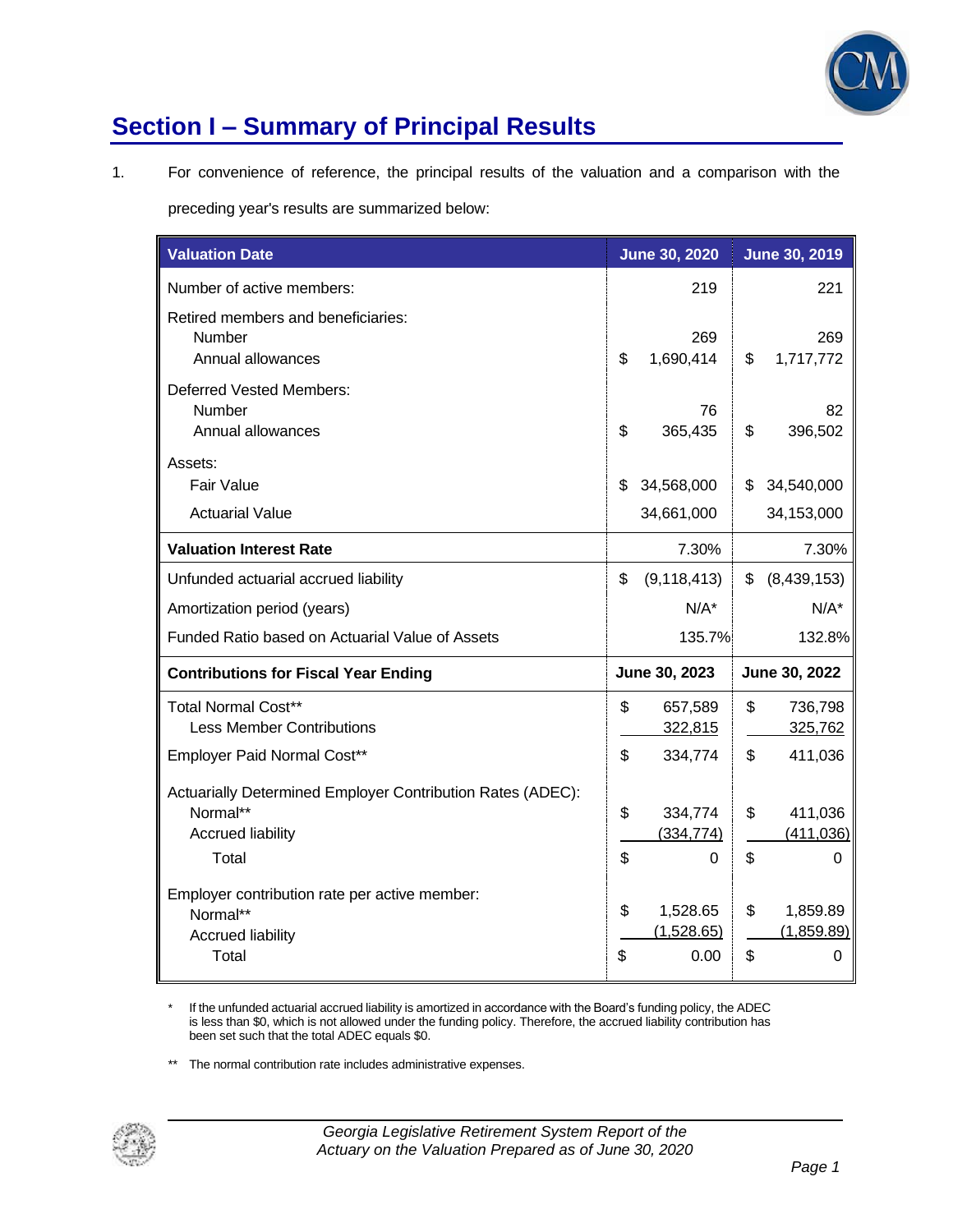# Section I – Summary of Principal Results

1. For convenience of reference, the principal results of the valuation and a comparison with the preceding year's results are summarized below:

| Valuation Date | June 30, 2020 | June 30, 2019 |
|---|---|---|
| Number of active members: | 219 | 221 |
| Retired members and beneficiaries: | | |
| Number | 269 | 269 |
| Annual allowances | $ 1,690,414 | $ 1,717,772 |
| Deferred Vested Members: | | |
| Number | 76 | 82 |
| Annual allowances | $ 365,435 | $ 396,502 |
| Assets: | | |
| Fair Value | $ 34,568,000 | $ 34,540,000 |
| Actuarial Value | 34,661,000 | 34,153,000 |
| **Valuation Interest Rate** | 7.30% | 7.30% |
| Unfunded actuarial accrued liability | $ (9,118,413) | $ (8,439,153) |
| Amortization period (years) | N/A* | N/A* |
| Funded Ratio based on Actuarial Value of Assets | 135.7% | 132.8% |
| **Contributions for Fiscal Year Ending** | **June 30, 2023** | **June 30, 2022** |
| Total Normal Cost** | $ 657,589 | $ 736,798 |
| Less Member Contributions | 322,815 | 325,762 |
| Employer Paid Normal Cost** | $ 334,774 | $ 411,036 |
| Actuarially Determined Employer Contribution Rates (ADEC): | | |
| Normal** | $ 334,774 | $ 411,036 |
| Accrued liability | (334,774) | (411,036) |
| Total | $ 0 | $ 0 |
| Employer contribution rate per active member: | | |
| Normal** | $ 1,528.65 | $ 1,859.89 |
| Accrued liability | (1,528.65) | (1,859.89) |
| Total | $ 0.00 | $ 0 |

\* If the unfunded actuarial accrued liability is amortized in accordance with the Board's funding policy, the ADEC is less than $0, which is not allowed under the funding policy. Therefore, the accrued liability contribution has been set such that the total ADEC equals $0.

\*\* The normal contribution rate includes administrative expenses.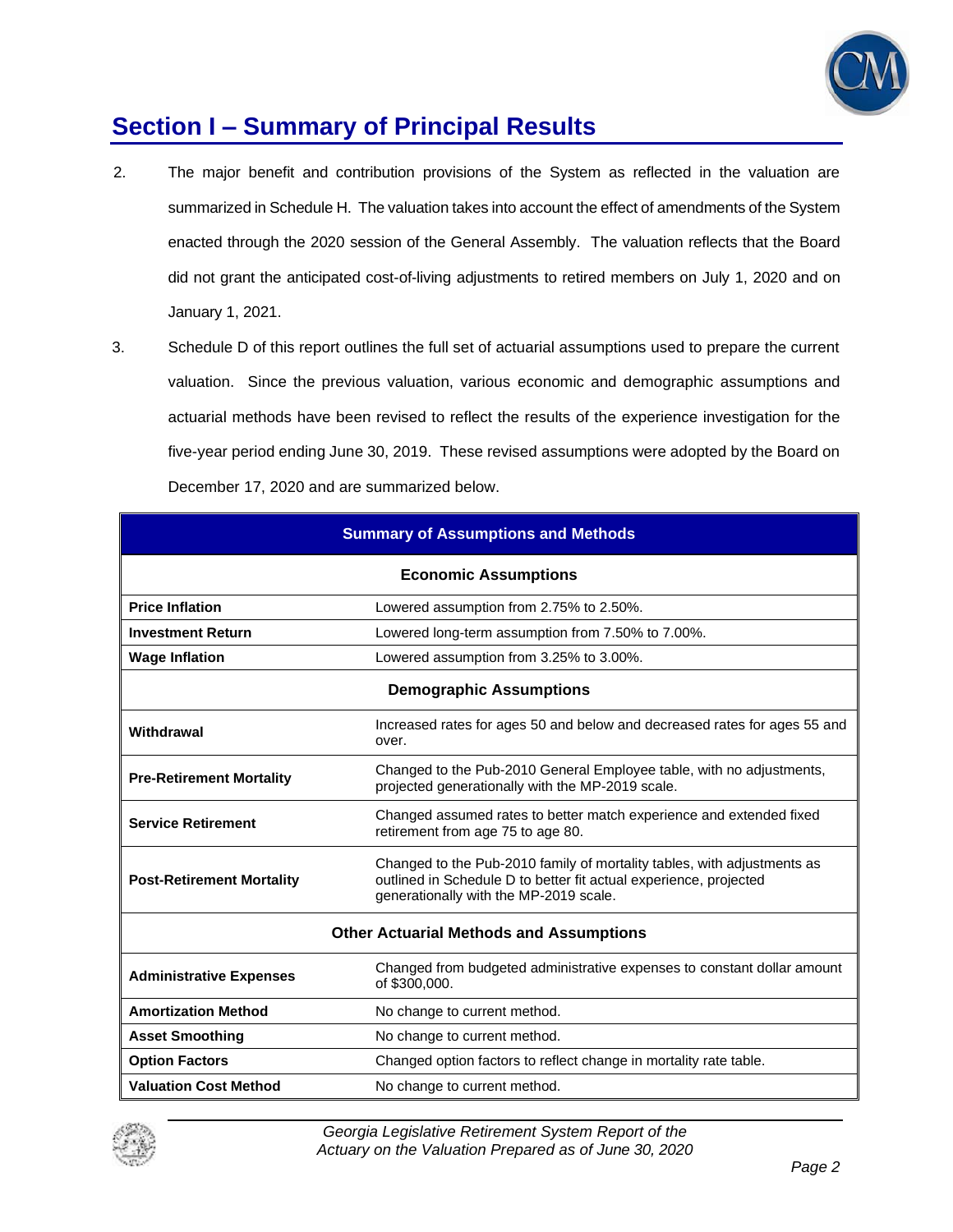## Section I – Summary of Principal Results

2. The major benefit and contribution provisions of the System as reflected in the valuation are summarized in Schedule H. The valuation takes into account the effect of amendments of the System enacted through the 2020 session of the General Assembly. The valuation reflects that the Board did not grant the anticipated cost-of-living adjustments to retired members on July 1, 2020 and on January 1, 2021.

3. Schedule D of this report outlines the full set of actuarial assumptions used to prepare the current valuation. Since the previous valuation, various economic and demographic assumptions and actuarial methods have been revised to reflect the results of the experience investigation for the five-year period ending June 30, 2019. These revised assumptions were adopted by the Board on December 17, 2020 and are summarized below.

| Summary of Assumptions and Methods | |
|---|---|
| **Economic Assumptions** | |
| **Price Inflation** | Lowered assumption from 2.75% to 2.50%. |
| **Investment Return** | Lowered long-term assumption from 7.50% to 7.00%. |
| **Wage Inflation** | Lowered assumption from 3.25% to 3.00%. |
| **Demographic Assumptions** | |
| **Withdrawal** | Increased rates for ages 50 and below and decreased rates for ages 55 and over. |
| **Pre-Retirement Mortality** | Changed to the Pub-2010 General Employee table, with no adjustments, projected generationally with the MP-2019 scale. |
| **Service Retirement** | Changed assumed rates to better match experience and extended fixed retirement from age 75 to age 80. |
| **Post-Retirement Mortality** | Changed to the Pub-2010 family of mortality tables, with adjustments as outlined in Schedule D to better fit actual experience, projected generationally with the MP-2019 scale. |
| **Other Actuarial Methods and Assumptions** | |
| **Administrative Expenses** | Changed from budgeted administrative expenses to constant dollar amount of $300,000. |
| **Amortization Method** | No change to current method. |
| **Asset Smoothing** | No change to current method. |
| **Option Factors** | Changed option factors to reflect change in mortality rate table. |
| **Valuation Cost Method** | No change to current method. |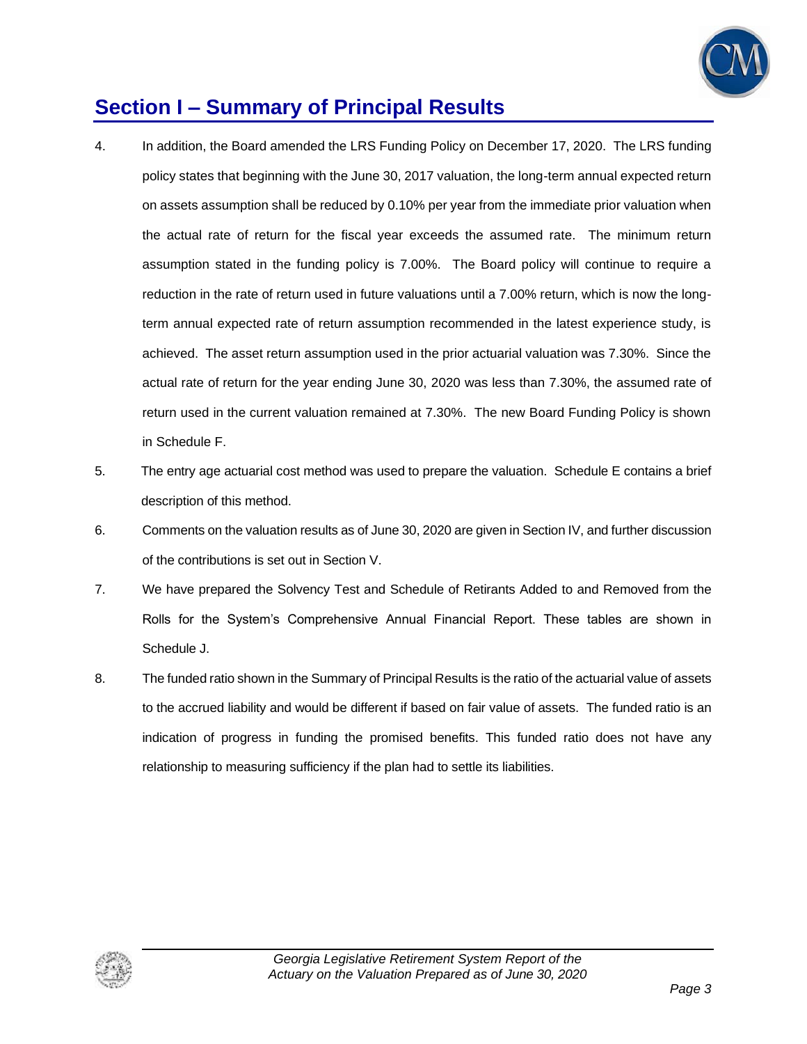# Section I – Summary of Principal Results

4. In addition, the Board amended the LRS Funding Policy on December 17, 2020. The LRS funding policy states that beginning with the June 30, 2017 valuation, the long-term annual expected return on assets assumption shall be reduced by 0.10% per year from the immediate prior valuation when the actual rate of return for the fiscal year exceeds the assumed rate. The minimum return assumption stated in the funding policy is 7.00%. The Board policy will continue to require a reduction in the rate of return used in future valuations until a 7.00% return, which is now the long-term annual expected rate of return assumption recommended in the latest experience study, is achieved. The asset return assumption used in the prior actuarial valuation was 7.30%. Since the actual rate of return for the year ending June 30, 2020 was less than 7.30%, the assumed rate of return used in the current valuation remained at 7.30%. The new Board Funding Policy is shown in Schedule F.

5. The entry age actuarial cost method was used to prepare the valuation. Schedule E contains a brief description of this method.

6. Comments on the valuation results as of June 30, 2020 are given in Section IV, and further discussion of the contributions is set out in Section V.

7. We have prepared the Solvency Test and Schedule of Retirants Added to and Removed from the Rolls for the System's Comprehensive Annual Financial Report. These tables are shown in Schedule J.

8. The funded ratio shown in the Summary of Principal Results is the ratio of the actuarial value of assets to the accrued liability and would be different if based on fair value of assets. The funded ratio is an indication of progress in funding the promised benefits. This funded ratio does not have any relationship to measuring sufficiency if the plan had to settle its liabilities.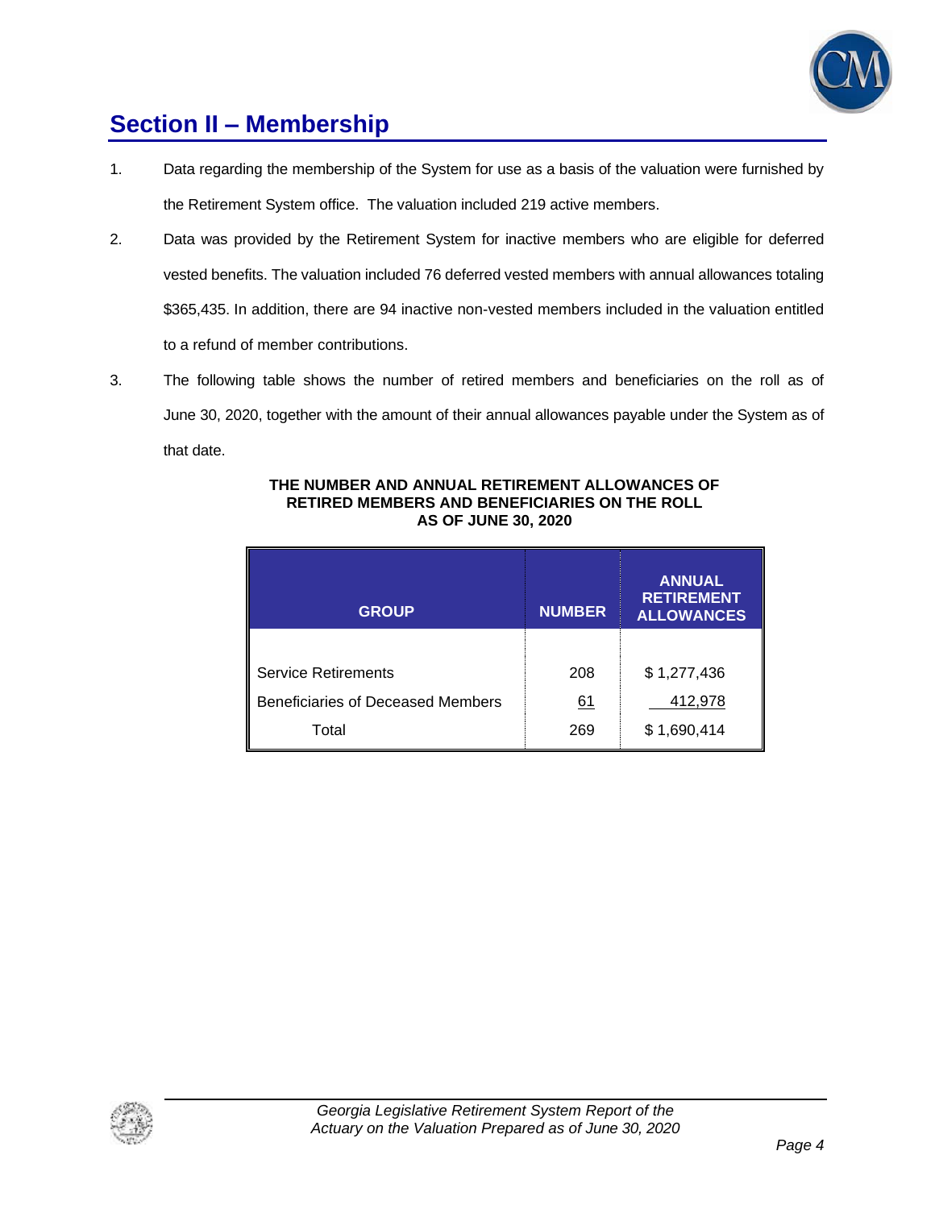## Section II – Membership

1. Data regarding the membership of the System for use as a basis of the valuation were furnished by the Retirement System office. The valuation included 219 active members.

2. Data was provided by the Retirement System for inactive members who are eligible for deferred vested benefits. The valuation included 76 deferred vested members with annual allowances totaling $365,435. In addition, there are 94 inactive non-vested members included in the valuation entitled to a refund of member contributions.

3. The following table shows the number of retired members and beneficiaries on the roll as of June 30, 2020, together with the amount of their annual allowances payable under the System as of that date.

**THE NUMBER AND ANNUAL RETIREMENT ALLOWANCES OF RETIRED MEMBERS AND BENEFICIARIES ON THE ROLL AS OF JUNE 30, 2020**

| GROUP | NUMBER | ANNUAL RETIREMENT ALLOWANCES |
|---|---|---|
| Service Retirements | 208 | $ 1,277,436 |
| Beneficiaries of Deceased Members | 61 | 412,978 |
| Total | 269 | $ 1,690,414 |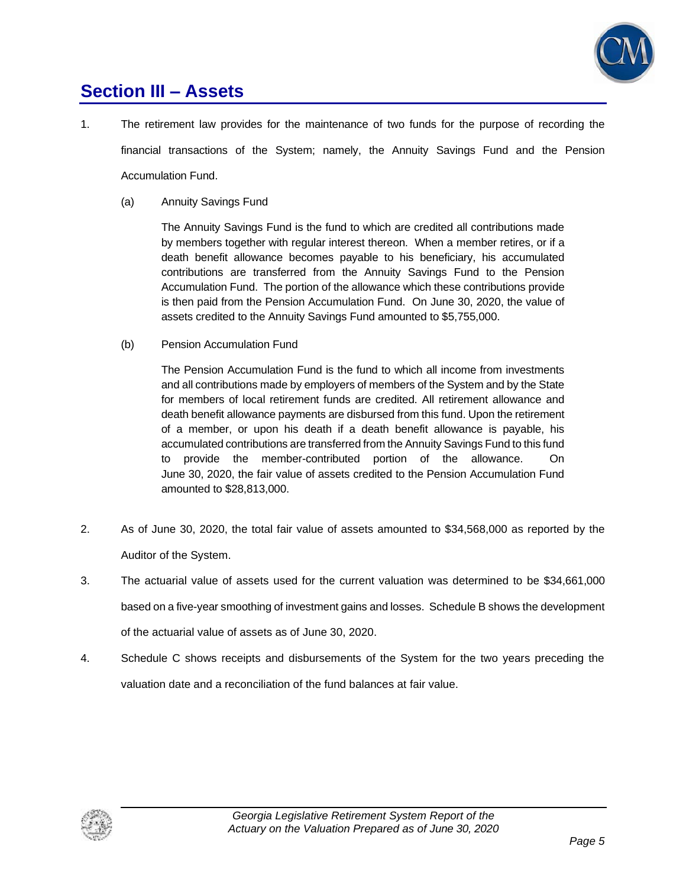# Section III – Assets

1. The retirement law provides for the maintenance of two funds for the purpose of recording the financial transactions of the System; namely, the Annuity Savings Fund and the Pension Accumulation Fund.

   (a) Annuity Savings Fund

   The Annuity Savings Fund is the fund to which are credited all contributions made by members together with regular interest thereon. When a member retires, or if a death benefit allowance becomes payable to his beneficiary, his accumulated contributions are transferred from the Annuity Savings Fund to the Pension Accumulation Fund. The portion of the allowance which these contributions provide is then paid from the Pension Accumulation Fund. On June 30, 2020, the value of assets credited to the Annuity Savings Fund amounted to $5,755,000.

   (b) Pension Accumulation Fund

   The Pension Accumulation Fund is the fund to which all income from investments and all contributions made by employers of members of the System and by the State for members of local retirement funds are credited. All retirement allowance and death benefit allowance payments are disbursed from this fund. Upon the retirement of a member, or upon his death if a death benefit allowance is payable, his accumulated contributions are transferred from the Annuity Savings Fund to this fund to provide the member-contributed portion of the allowance. On June 30, 2020, the fair value of assets credited to the Pension Accumulation Fund amounted to $28,813,000.

2. As of June 30, 2020, the total fair value of assets amounted to $34,568,000 as reported by the Auditor of the System.

3. The actuarial value of assets used for the current valuation was determined to be $34,661,000 based on a five-year smoothing of investment gains and losses. Schedule B shows the development of the actuarial value of assets as of June 30, 2020.

4. Schedule C shows receipts and disbursements of the System for the two years preceding the valuation date and a reconciliation of the fund balances at fair value.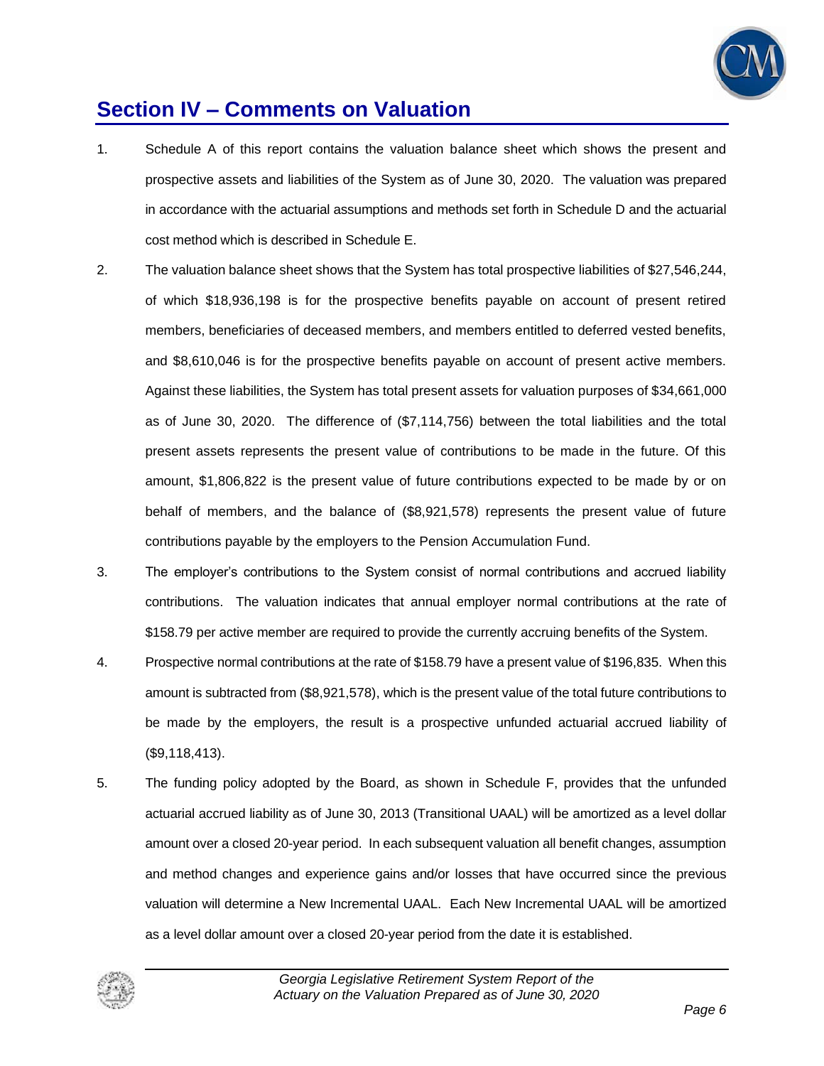## Section IV – Comments on Valuation

1. Schedule A of this report contains the valuation balance sheet which shows the present and prospective assets and liabilities of the System as of June 30, 2020. The valuation was prepared in accordance with the actuarial assumptions and methods set forth in Schedule D and the actuarial cost method which is described in Schedule E.

2. The valuation balance sheet shows that the System has total prospective liabilities of $27,546,244, of which $18,936,198 is for the prospective benefits payable on account of present retired members, beneficiaries of deceased members, and members entitled to deferred vested benefits, and $8,610,046 is for the prospective benefits payable on account of present active members. Against these liabilities, the System has total present assets for valuation purposes of $34,661,000 as of June 30, 2020. The difference of ($7,114,756) between the total liabilities and the total present assets represents the present value of contributions to be made in the future. Of this amount, $1,806,822 is the present value of future contributions expected to be made by or on behalf of members, and the balance of ($8,921,578) represents the present value of future contributions payable by the employers to the Pension Accumulation Fund.

3. The employer's contributions to the System consist of normal contributions and accrued liability contributions. The valuation indicates that annual employer normal contributions at the rate of $158.79 per active member are required to provide the currently accruing benefits of the System.

4. Prospective normal contributions at the rate of $158.79 have a present value of $196,835. When this amount is subtracted from ($8,921,578), which is the present value of the total future contributions to be made by the employers, the result is a prospective unfunded actuarial accrued liability of ($9,118,413).

5. The funding policy adopted by the Board, as shown in Schedule F, provides that the unfunded actuarial accrued liability as of June 30, 2013 (Transitional UAAL) will be amortized as a level dollar amount over a closed 20-year period. In each subsequent valuation all benefit changes, assumption and method changes and experience gains and/or losses that have occurred since the previous valuation will determine a New Incremental UAAL. Each New Incremental UAAL will be amortized as a level dollar amount over a closed 20-year period from the date it is established.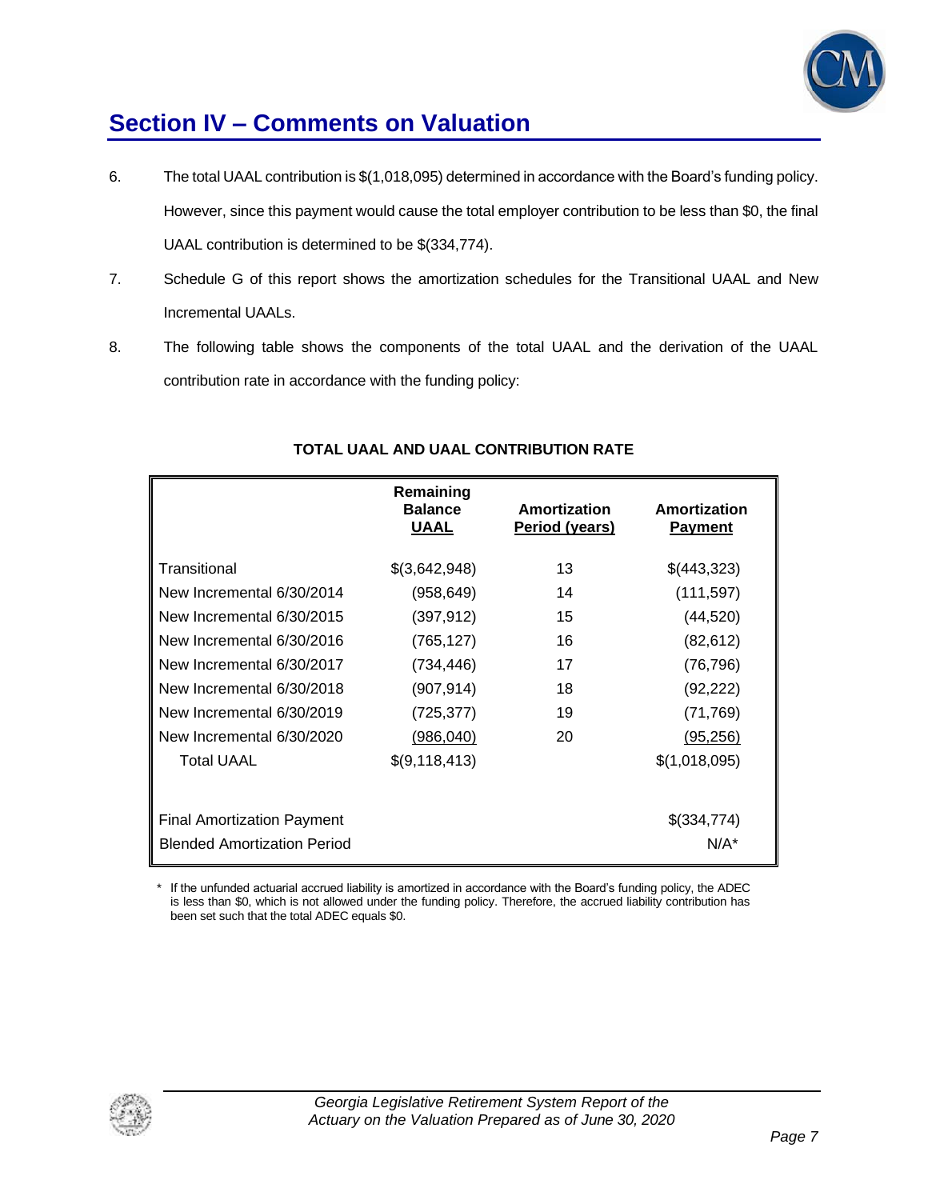## Section IV – Comments on Valuation

6. The total UAAL contribution is $(1,018,095) determined in accordance with the Board's funding policy. However, since this payment would cause the total employer contribution to be less than $0, the final UAAL contribution is determined to be $(334,774).

7. Schedule G of this report shows the amortization schedules for the Transitional UAAL and New Incremental UAALs.

8. The following table shows the components of the total UAAL and the derivation of the UAAL contribution rate in accordance with the funding policy:

**TOTAL UAAL AND UAAL CONTRIBUTION RATE**

| | Remaining Balance UAAL | Amortization Period (years) | Amortization Payment |
|---|---|---|---|
| Transitional | $(3,642,948) | 13 | $(443,323) |
| New Incremental 6/30/2014 | (958,649) | 14 | (111,597) |
| New Incremental 6/30/2015 | (397,912) | 15 | (44,520) |
| New Incremental 6/30/2016 | (765,127) | 16 | (82,612) |
| New Incremental 6/30/2017 | (734,446) | 17 | (76,796) |
| New Incremental 6/30/2018 | (907,914) | 18 | (92,222) |
| New Incremental 6/30/2019 | (725,377) | 19 | (71,769) |
| New Incremental 6/30/2020 | (986,040) | 20 | (95,256) |
| Total UAAL | $(9,118,413) | | $(1,018,095) |
| | | | |
| Final Amortization Payment | | | $(334,774) |
| Blended Amortization Period | | | N/A* |

\* If the unfunded actuarial accrued liability is amortized in accordance with the Board's funding policy, the ADEC is less than $0, which is not allowed under the funding policy. Therefore, the accrued liability contribution has been set such that the total ADEC equals $0.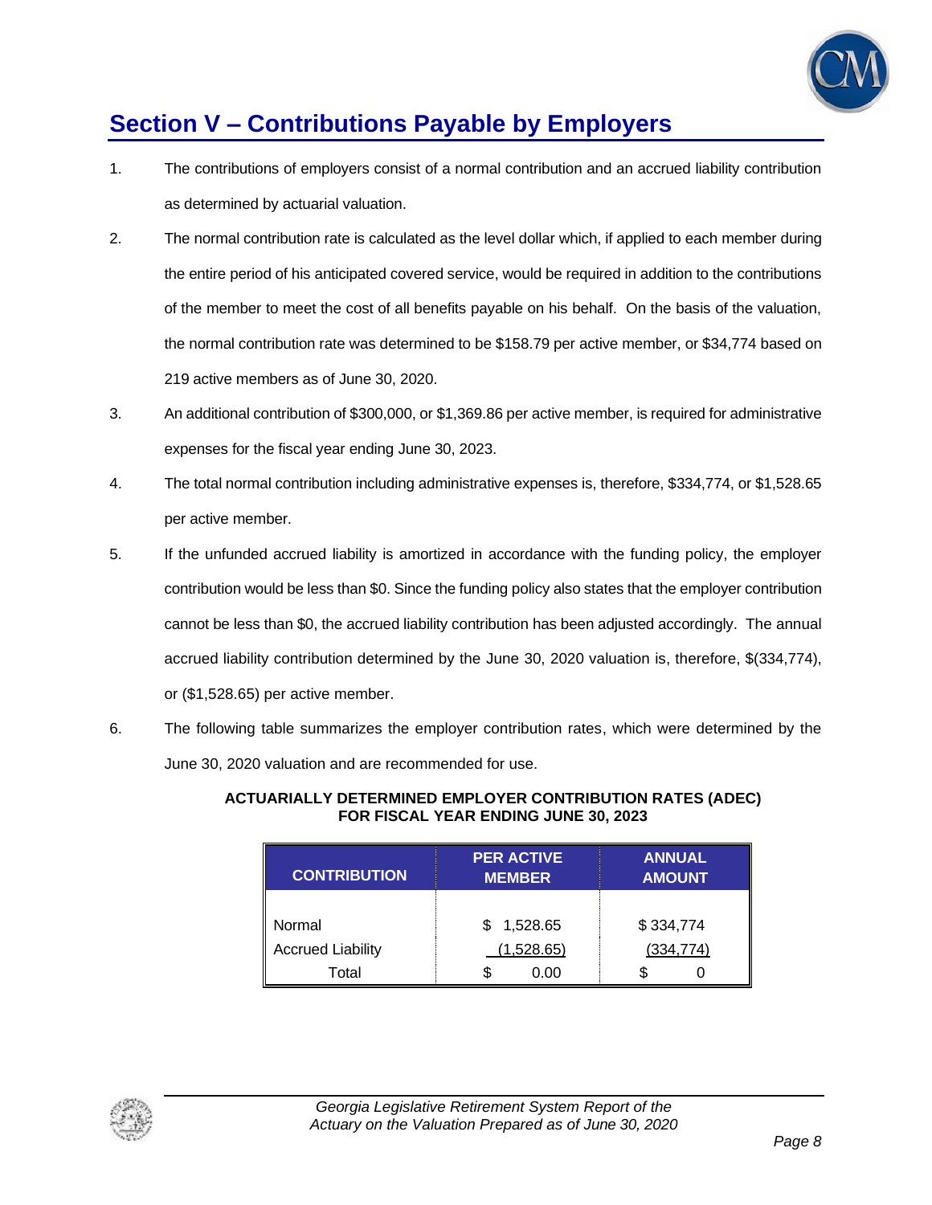# Section V – Contributions Payable by Employers

1. The contributions of employers consist of a normal contribution and an accrued liability contribution as determined by actuarial valuation.

2. The normal contribution rate is calculated as the level dollar which, if applied to each member during the entire period of his anticipated covered service, would be required in addition to the contributions of the member to meet the cost of all benefits payable on his behalf. On the basis of the valuation, the normal contribution rate was determined to be $158.79 per active member, or $34,774 based on 219 active members as of June 30, 2020.

3. An additional contribution of $300,000, or $1,369.86 per active member, is required for administrative expenses for the fiscal year ending June 30, 2023.

4. The total normal contribution including administrative expenses is, therefore, $334,774, or $1,528.65 per active member.

5. If the unfunded accrued liability is amortized in accordance with the funding policy, the employer contribution would be less than $0. Since the funding policy also states that the employer contribution cannot be less than $0, the accrued liability contribution has been adjusted accordingly. The annual accrued liability contribution determined by the June 30, 2020 valuation is, therefore, $(334,774), or ($1,528.65) per active member.

6. The following table summarizes the employer contribution rates, which were determined by the June 30, 2020 valuation and are recommended for use.

**ACTUARIALLY DETERMINED EMPLOYER CONTRIBUTION RATES (ADEC)**
**FOR FISCAL YEAR ENDING JUNE 30, 2023**

| CONTRIBUTION | PER ACTIVE MEMBER | ANNUAL AMOUNT |
|---|---|---|
| Normal | $ 1,528.65 | $ 334,774 |
| Accrued Liability | (1,528.65) | (334,774) |
| Total | $ 0.00 | $ 0 |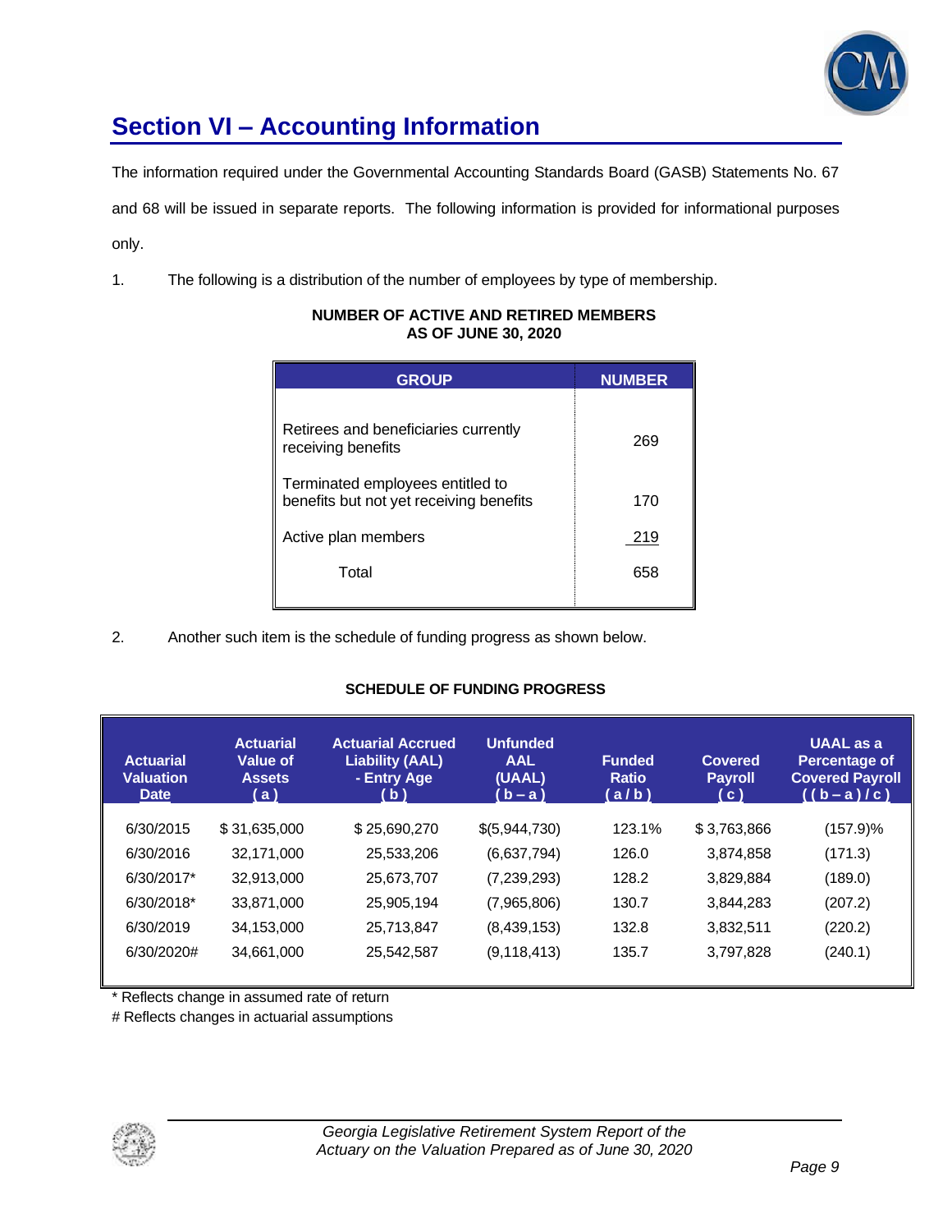## Section VI – Accounting Information

The information required under the Governmental Accounting Standards Board (GASB) Statements No. 67 and 68 will be issued in separate reports. The following information is provided for informational purposes only.

1. The following is a distribution of the number of employees by type of membership.

**NUMBER OF ACTIVE AND RETIRED MEMBERS AS OF JUNE 30, 2020**

| GROUP | NUMBER |
|---|---|
| Retirees and beneficiaries currently receiving benefits | 269 |
| Terminated employees entitled to benefits but not yet receiving benefits | 170 |
| Active plan members | 219 |
| Total | 658 |

2. Another such item is the schedule of funding progress as shown below.

**SCHEDULE OF FUNDING PROGRESS**

| Actuarial Valuation Date | Actuarial Value of Assets ( a ) | Actuarial Accrued Liability (AAL) - Entry Age ( b ) | Unfunded AAL (UAAL) ( b – a ) | Funded Ratio ( a / b ) | Covered Payroll ( c ) | UAAL as a Percentage of Covered Payroll ( ( b – a ) / c ) |
|---|---|---|---|---|---|---|
| 6/30/2015 | $ 31,635,000 | $ 25,690,270 | $(5,944,730) | 123.1% | $ 3,763,866 | (157.9)% |
| 6/30/2016 | 32,171,000 | 25,533,206 | (6,637,794) | 126.0 | 3,874,858 | (171.3) |
| 6/30/2017* | 32,913,000 | 25,673,707 | (7,239,293) | 128.2 | 3,829,884 | (189.0) |
| 6/30/2018* | 33,871,000 | 25,905,194 | (7,965,806) | 130.7 | 3,844,283 | (207.2) |
| 6/30/2019 | 34,153,000 | 25,713,847 | (8,439,153) | 132.8 | 3,832,511 | (220.2) |
| 6/30/2020# | 34,661,000 | 25,542,587 | (9,118,413) | 135.7 | 3,797,828 | (240.1) |

* Reflects change in assumed rate of return

# Reflects changes in actuarial assumptions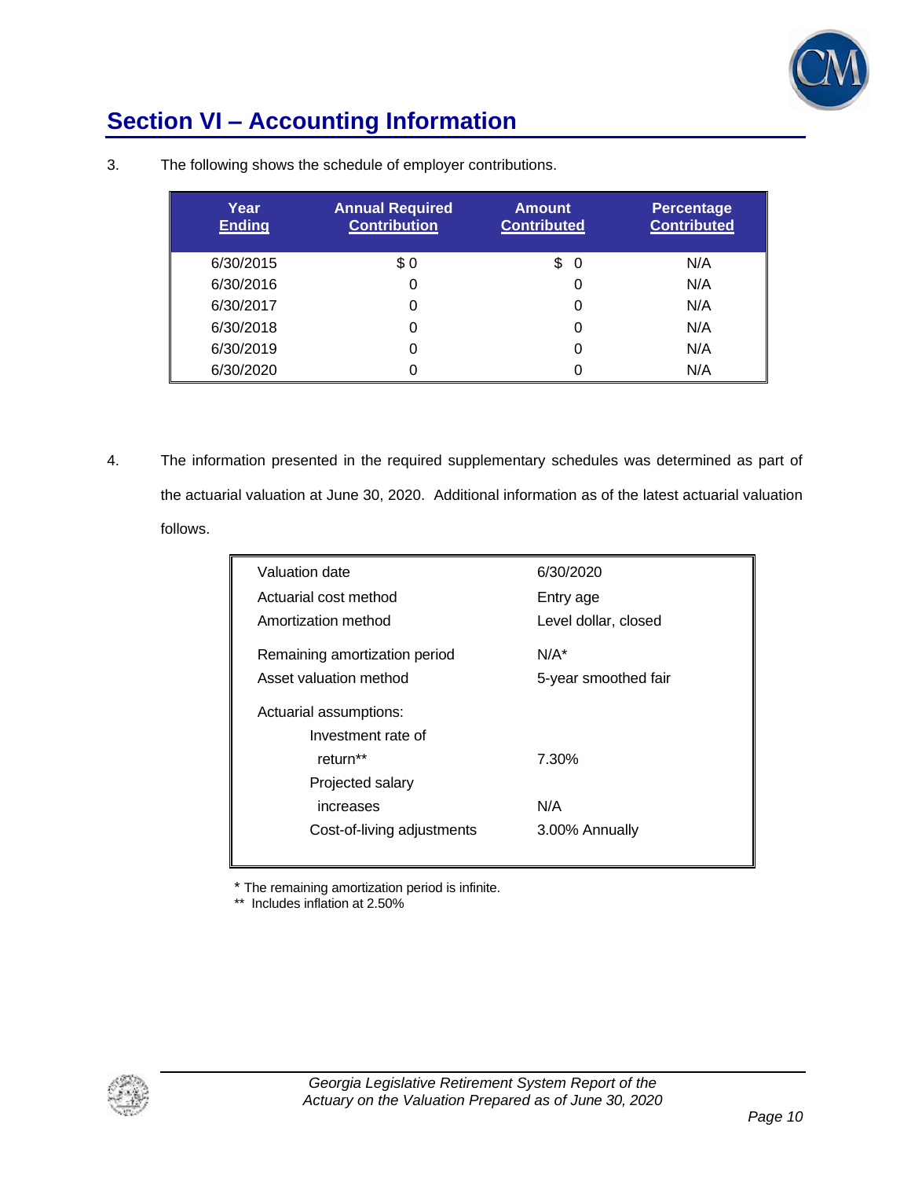## Section VI – Accounting Information

3. The following shows the schedule of employer contributions.

| Year Ending | Annual Required Contribution | Amount Contributed | Percentage Contributed |
|---|---|---|---|
| 6/30/2015 | $ 0 | $ 0 | N/A |
| 6/30/2016 | 0 | 0 | N/A |
| 6/30/2017 | 0 | 0 | N/A |
| 6/30/2018 | 0 | 0 | N/A |
| 6/30/2019 | 0 | 0 | N/A |
| 6/30/2020 | 0 | 0 | N/A |

4. The information presented in the required supplementary schedules was determined as part of the actuarial valuation at June 30, 2020. Additional information as of the latest actuarial valuation follows.

| | |
|---|---|
| Valuation date | 6/30/2020 |
| Actuarial cost method | Entry age |
| Amortization method | Level dollar, closed |
| Remaining amortization period | N/A* |
| Asset valuation method | 5-year smoothed fair |
| Actuarial assumptions: | |
| Investment rate of return** | 7.30% |
| Projected salary increases | N/A |
| Cost-of-living adjustments | 3.00% Annually |

\* The remaining amortization period is infinite.

** Includes inflation at 2.50%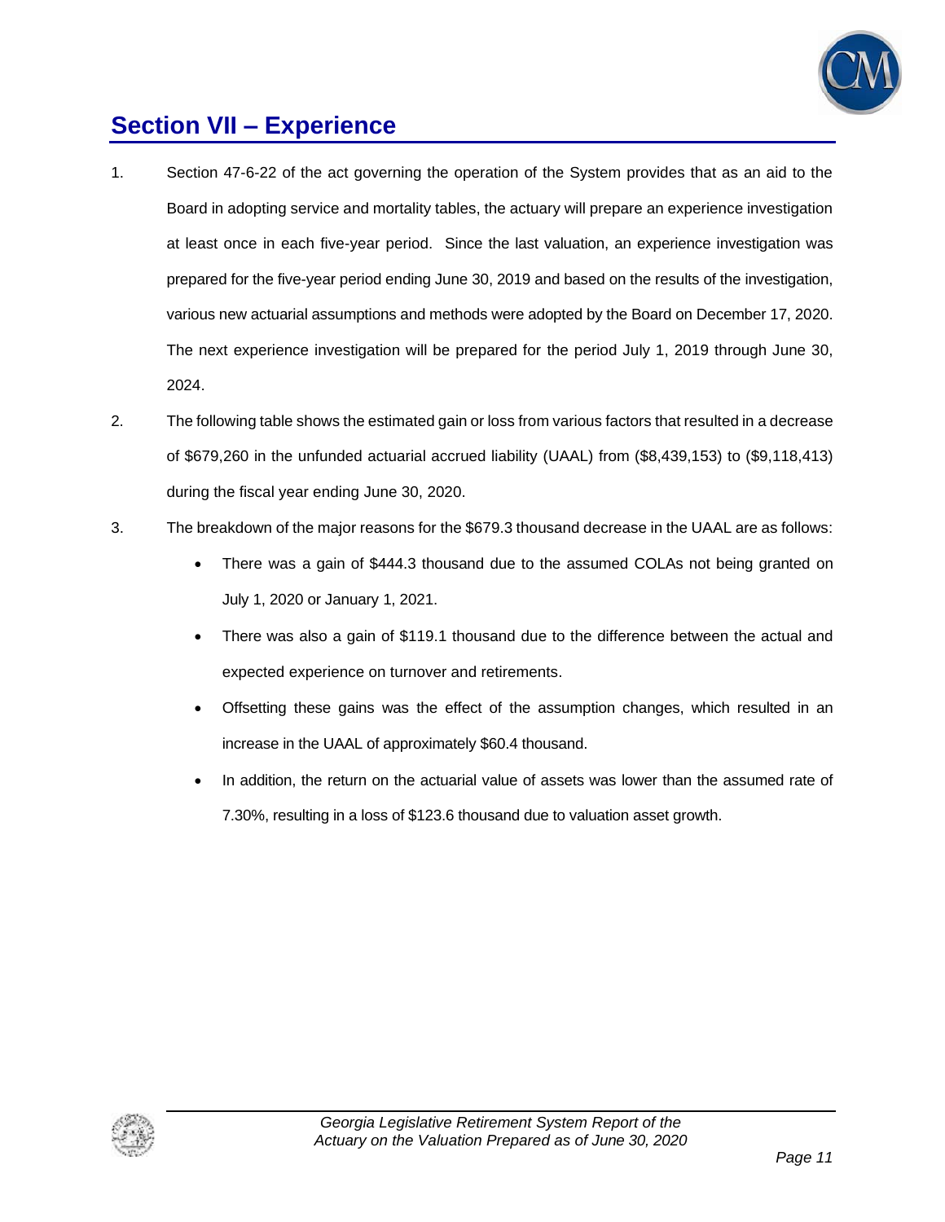## Section VII – Experience

1. Section 47-6-22 of the act governing the operation of the System provides that as an aid to the Board in adopting service and mortality tables, the actuary will prepare an experience investigation at least once in each five-year period. Since the last valuation, an experience investigation was prepared for the five-year period ending June 30, 2019 and based on the results of the investigation, various new actuarial assumptions and methods were adopted by the Board on December 17, 2020. The next experience investigation will be prepared for the period July 1, 2019 through June 30, 2024.

2. The following table shows the estimated gain or loss from various factors that resulted in a decrease of $679,260 in the unfunded actuarial accrued liability (UAAL) from ($8,439,153) to ($9,118,413) during the fiscal year ending June 30, 2020.

3. The breakdown of the major reasons for the $679.3 thousand decrease in the UAAL are as follows:

   - There was a gain of $444.3 thousand due to the assumed COLAs not being granted on July 1, 2020 or January 1, 2021.
   - There was also a gain of $119.1 thousand due to the difference between the actual and expected experience on turnover and retirements.
   - Offsetting these gains was the effect of the assumption changes, which resulted in an increase in the UAAL of approximately $60.4 thousand.
   - In addition, the return on the actuarial value of assets was lower than the assumed rate of 7.30%, resulting in a loss of $123.6 thousand due to valuation asset growth.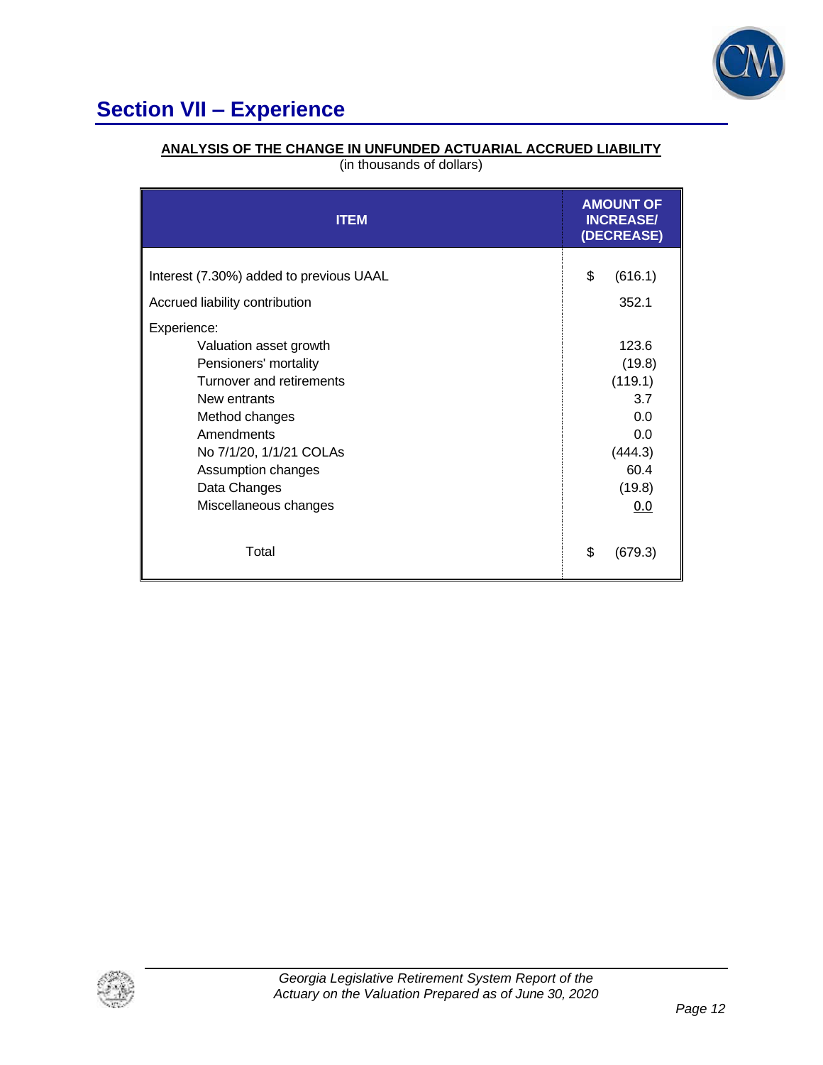## Section VII – Experience

**ANALYSIS OF THE CHANGE IN UNFUNDED ACTUARIAL ACCRUED LIABILITY**
(in thousands of dollars)

| ITEM | AMOUNT OF INCREASE/ (DECREASE) |
|---|---|
| Interest (7.30%) added to previous UAAL | $ (616.1) |
| Accrued liability contribution | 352.1 |
| Experience: | |
| Valuation asset growth | 123.6 |
| Pensioners' mortality | (19.8) |
| Turnover and retirements | (119.1) |
| New entrants | 3.7 |
| Method changes | 0.0 |
| Amendments | 0.0 |
| No 7/1/20, 1/1/21 COLAs | (444.3) |
| Assumption changes | 60.4 |
| Data Changes | (19.8) |
| Miscellaneous changes | 0.0 |
| Total | $ (679.3) |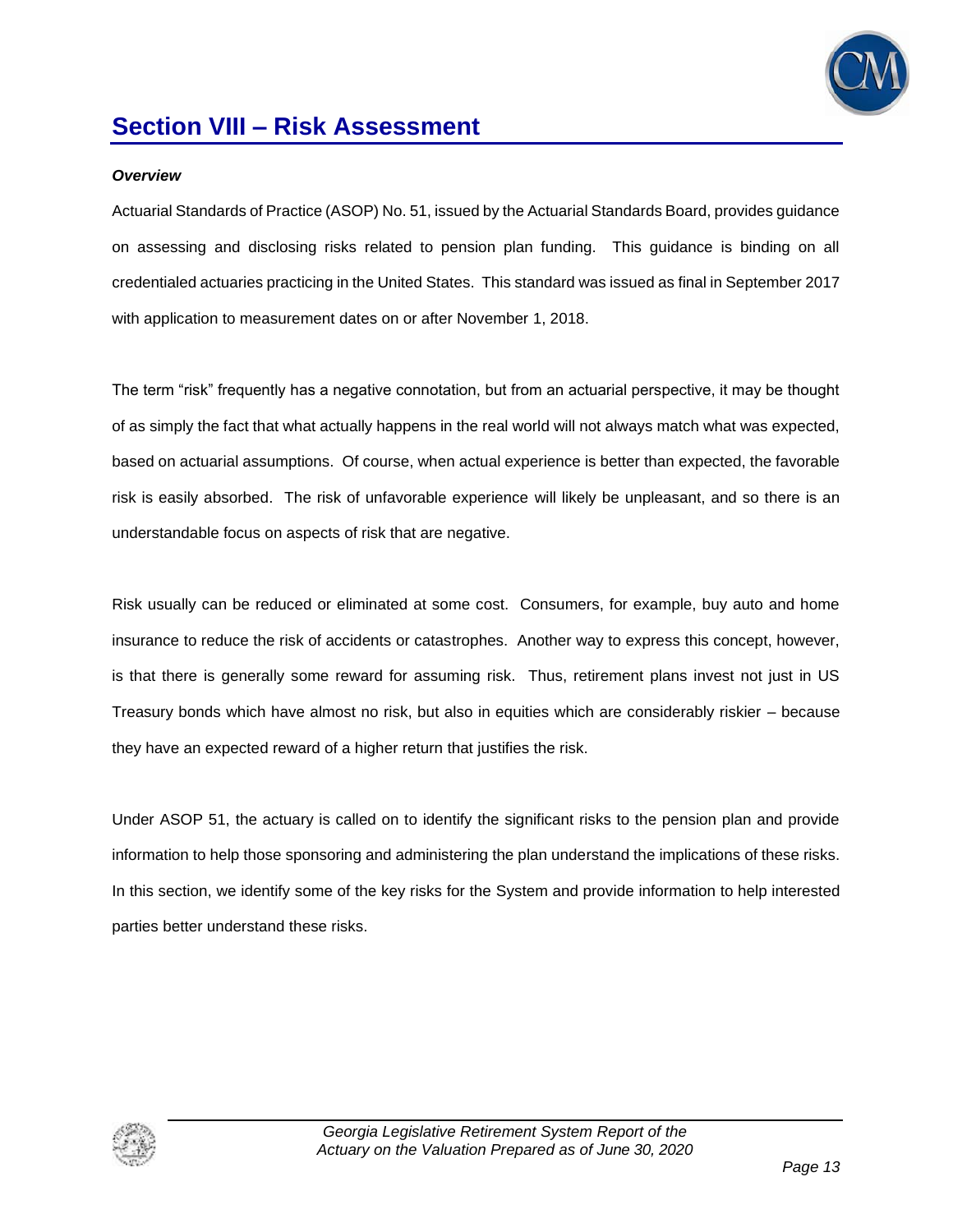# Section VIII – Risk Assessment

***Overview***

Actuarial Standards of Practice (ASOP) No. 51, issued by the Actuarial Standards Board, provides guidance on assessing and disclosing risks related to pension plan funding. This guidance is binding on all credentialed actuaries practicing in the United States. This standard was issued as final in September 2017 with application to measurement dates on or after November 1, 2018.

The term "risk" frequently has a negative connotation, but from an actuarial perspective, it may be thought of as simply the fact that what actually happens in the real world will not always match what was expected, based on actuarial assumptions. Of course, when actual experience is better than expected, the favorable risk is easily absorbed. The risk of unfavorable experience will likely be unpleasant, and so there is an understandable focus on aspects of risk that are negative.

Risk usually can be reduced or eliminated at some cost. Consumers, for example, buy auto and home insurance to reduce the risk of accidents or catastrophes. Another way to express this concept, however, is that there is generally some reward for assuming risk. Thus, retirement plans invest not just in US Treasury bonds which have almost no risk, but also in equities which are considerably riskier – because they have an expected reward of a higher return that justifies the risk.

Under ASOP 51, the actuary is called on to identify the significant risks to the pension plan and provide information to help those sponsoring and administering the plan understand the implications of these risks. In this section, we identify some of the key risks for the System and provide information to help interested parties better understand these risks.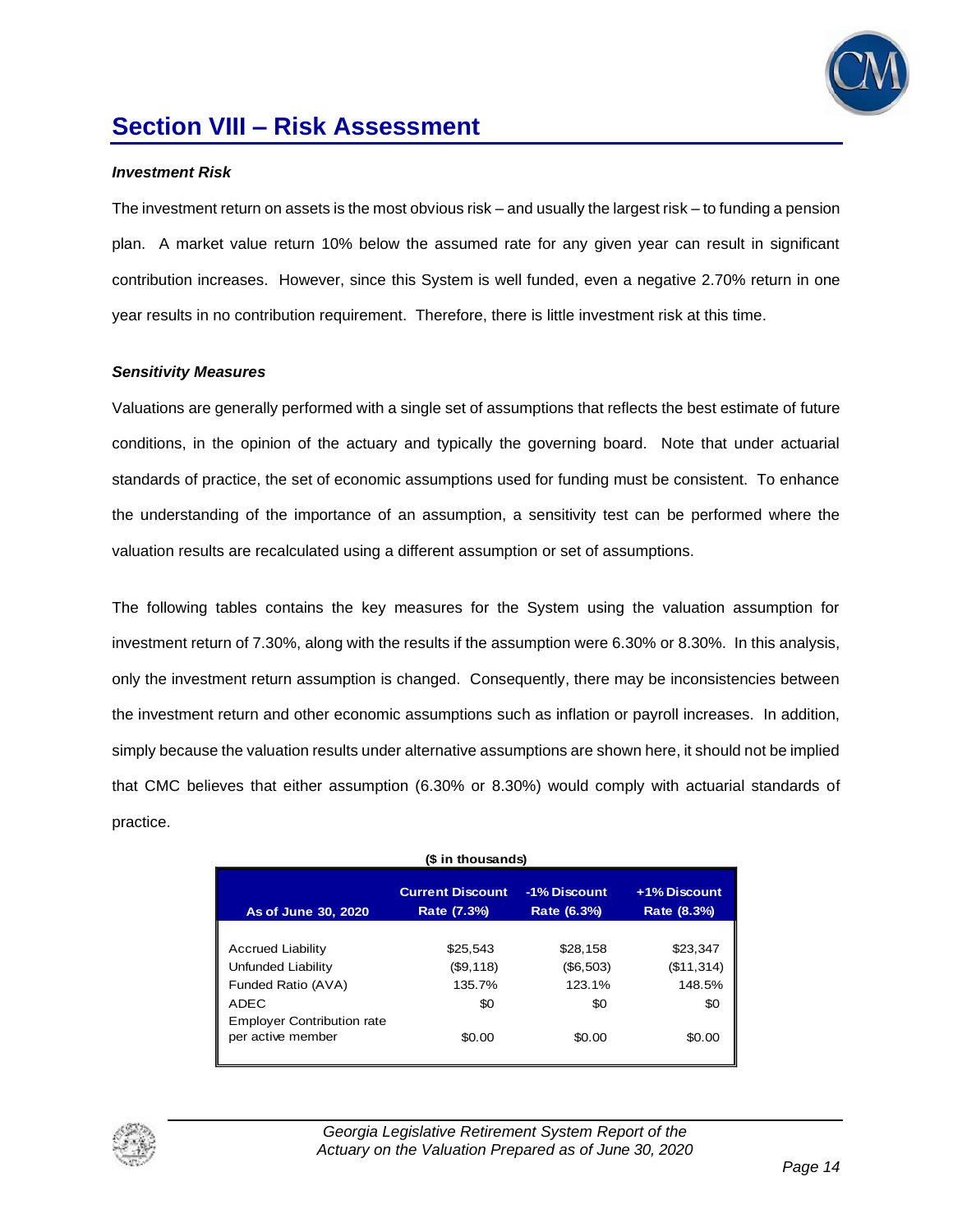## Section VIII – Risk Assessment

***Investment Risk***

The investment return on assets is the most obvious risk – and usually the largest risk – to funding a pension plan. A market value return 10% below the assumed rate for any given year can result in significant contribution increases. However, since this System is well funded, even a negative 2.70% return in one year results in no contribution requirement. Therefore, there is little investment risk at this time.

***Sensitivity Measures***

Valuations are generally performed with a single set of assumptions that reflects the best estimate of future conditions, in the opinion of the actuary and typically the governing board. Note that under actuarial standards of practice, the set of economic assumptions used for funding must be consistent. To enhance the understanding of the importance of an assumption, a sensitivity test can be performed where the valuation results are recalculated using a different assumption or set of assumptions.

The following tables contains the key measures for the System using the valuation assumption for investment return of 7.30%, along with the results if the assumption were 6.30% or 8.30%. In this analysis, only the investment return assumption is changed. Consequently, there may be inconsistencies between the investment return and other economic assumptions such as inflation or payroll increases. In addition, simply because the valuation results under alternative assumptions are shown here, it should not be implied that CMC believes that either assumption (6.30% or 8.30%) would comply with actuarial standards of practice.

**($ in thousands)**

| As of June 30, 2020 | Current Discount Rate (7.3%) | -1% Discount Rate (6.3%) | +1% Discount Rate (8.3%) |
|---|---|---|---|
| Accrued Liability | $25,543 | $28,158 | $23,347 |
| Unfunded Liability | ($9,118) | ($6,503) | ($11,314) |
| Funded Ratio (AVA) | 135.7% | 123.1% | 148.5% |
| ADEC | $0 | $0 | $0 |
| Employer Contribution rate per active member | $0.00 | $0.00 | $0.00 |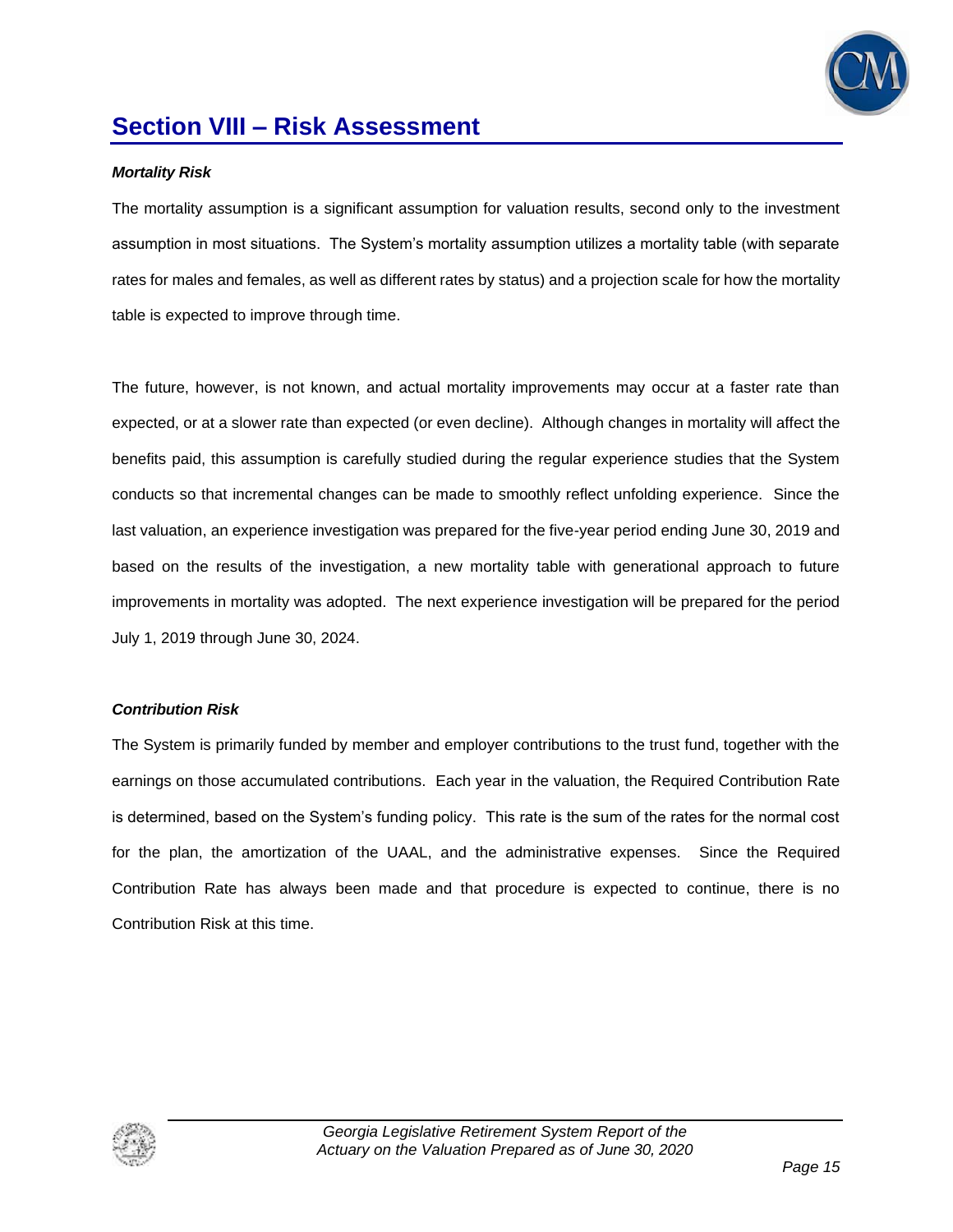## Section VIII – Risk Assessment

***Mortality Risk***

The mortality assumption is a significant assumption for valuation results, second only to the investment assumption in most situations. The System's mortality assumption utilizes a mortality table (with separate rates for males and females, as well as different rates by status) and a projection scale for how the mortality table is expected to improve through time.

The future, however, is not known, and actual mortality improvements may occur at a faster rate than expected, or at a slower rate than expected (or even decline). Although changes in mortality will affect the benefits paid, this assumption is carefully studied during the regular experience studies that the System conducts so that incremental changes can be made to smoothly reflect unfolding experience. Since the last valuation, an experience investigation was prepared for the five-year period ending June 30, 2019 and based on the results of the investigation, a new mortality table with generational approach to future improvements in mortality was adopted. The next experience investigation will be prepared for the period July 1, 2019 through June 30, 2024.

***Contribution Risk***

The System is primarily funded by member and employer contributions to the trust fund, together with the earnings on those accumulated contributions. Each year in the valuation, the Required Contribution Rate is determined, based on the System's funding policy. This rate is the sum of the rates for the normal cost for the plan, the amortization of the UAAL, and the administrative expenses. Since the Required Contribution Rate has always been made and that procedure is expected to continue, there is no Contribution Risk at this time.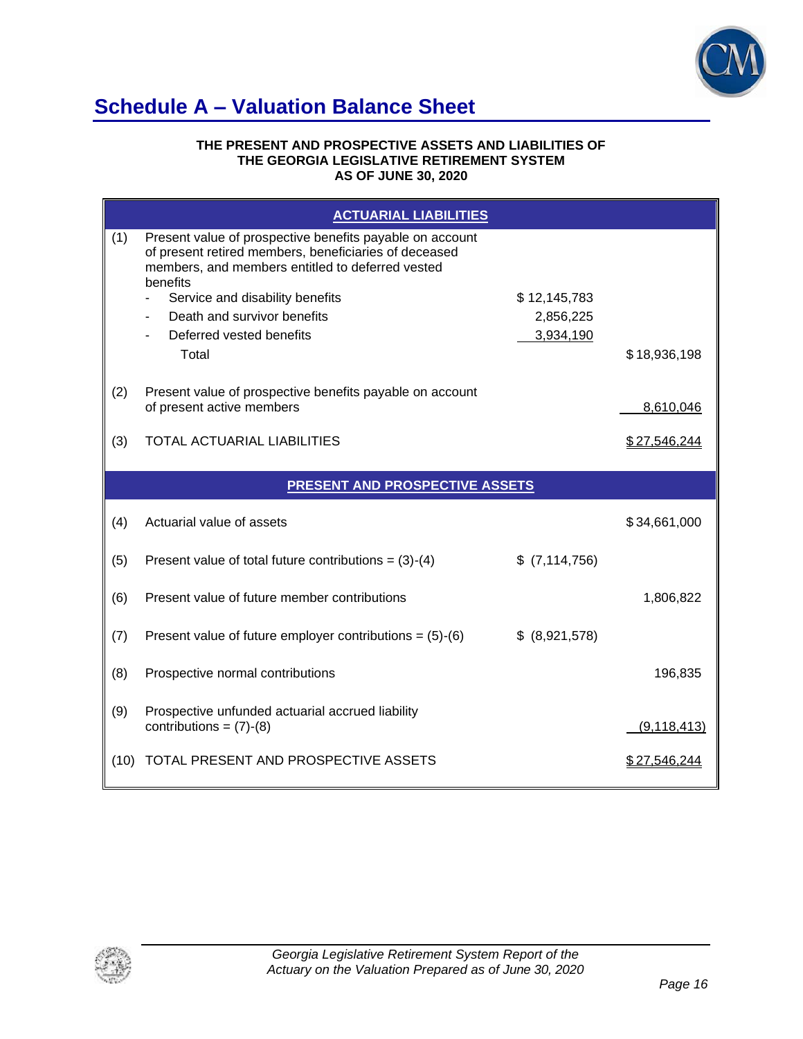# Schedule A – Valuation Balance Sheet

**THE PRESENT AND PROSPECTIVE ASSETS AND LIABILITIES OF THE GEORGIA LEGISLATIVE RETIREMENT SYSTEM AS OF JUNE 30, 2020**

| | **ACTUARIAL LIABILITIES** | | |
|---|---|---|---|
| (1) | Present value of prospective benefits payable on account of present retired members, beneficiaries of deceased members, and members entitled to deferred vested benefits | | |
| | - Service and disability benefits | $ 12,145,783 | |
| | - Death and survivor benefits | 2,856,225 | |
| | - Deferred vested benefits | 3,934,190 | |
| | Total | | $ 18,936,198 |
| (2) | Present value of prospective benefits payable on account of present active members | | 8,610,046 |
| (3) | TOTAL ACTUARIAL LIABILITIES | | $ 27,546,244 |
| | **PRESENT AND PROSPECTIVE ASSETS** | | |
| (4) | Actuarial value of assets | | $ 34,661,000 |
| (5) | Present value of total future contributions = (3)-(4) | $ (7,114,756) | |
| (6) | Present value of future member contributions | | 1,806,822 |
| (7) | Present value of future employer contributions = (5)-(6) | $ (8,921,578) | |
| (8) | Prospective normal contributions | | 196,835 |
| (9) | Prospective unfunded actuarial accrued liability contributions = (7)-(8) | | (9,118,413) |
| (10) | TOTAL PRESENT AND PROSPECTIVE ASSETS | | $ 27,546,244 |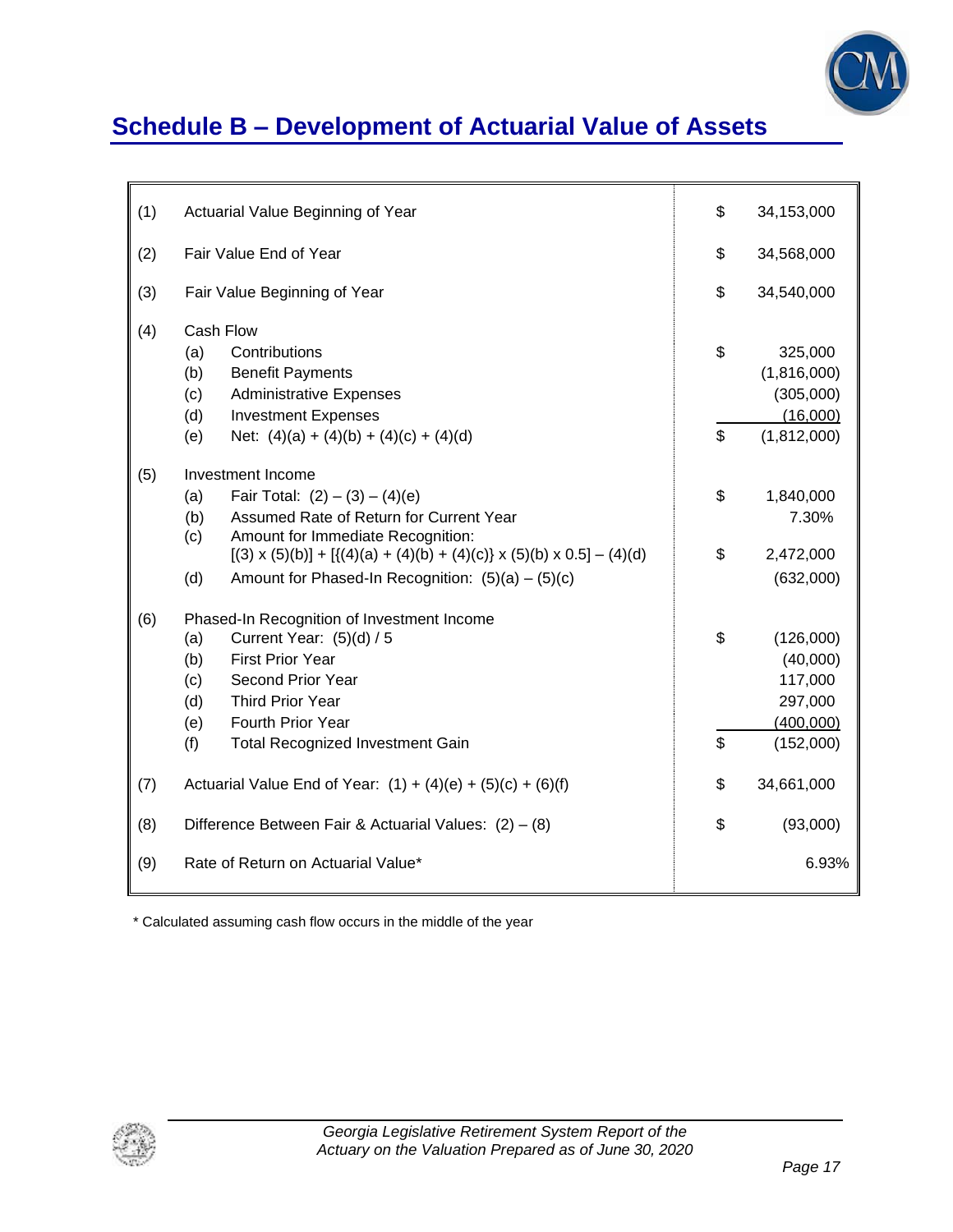## Schedule B – Development of Actuarial Value of Assets

| | | | |
|---|---|---|---|
| (1) | Actuarial Value Beginning of Year | $ | 34,153,000 |
| (2) | Fair Value End of Year | $ | 34,568,000 |
| (3) | Fair Value Beginning of Year | $ | 34,540,000 |
| (4) | Cash Flow | | |
| | (a) Contributions | $ | 325,000 |
| | (b) Benefit Payments | | (1,816,000) |
| | (c) Administrative Expenses | | (305,000) |
| | (d) Investment Expenses | | (16,000) |
| | (e) Net: (4)(a) + (4)(b) + (4)(c) + (4)(d) | $ | (1,812,000) |
| (5) | Investment Income | | |
| | (a) Fair Total: (2) – (3) – (4)(e) | $ | 1,840,000 |
| | (b) Assumed Rate of Return for Current Year | | 7.30% |
| | (c) Amount for Immediate Recognition: [(3) x (5)(b)] + [{(4)(a) + (4)(b) + (4)(c)} x (5)(b) x 0.5] – (4)(d) | $ | 2,472,000 |
| | (d) Amount for Phased-In Recognition: (5)(a) – (5)(c) | | (632,000) |
| (6) | Phased-In Recognition of Investment Income | | |
| | (a) Current Year: (5)(d) / 5 | $ | (126,000) |
| | (b) First Prior Year | | (40,000) |
| | (c) Second Prior Year | | 117,000 |
| | (d) Third Prior Year | | 297,000 |
| | (e) Fourth Prior Year | | (400,000) |
| | (f) Total Recognized Investment Gain | $ | (152,000) |
| (7) | Actuarial Value End of Year: (1) + (4)(e) + (5)(c) + (6)(f) | $ | 34,661,000 |
| (8) | Difference Between Fair & Actuarial Values: (2) – (8) | $ | (93,000) |
| (9) | Rate of Return on Actuarial Value* | | 6.93% |

* Calculated assuming cash flow occurs in the middle of the year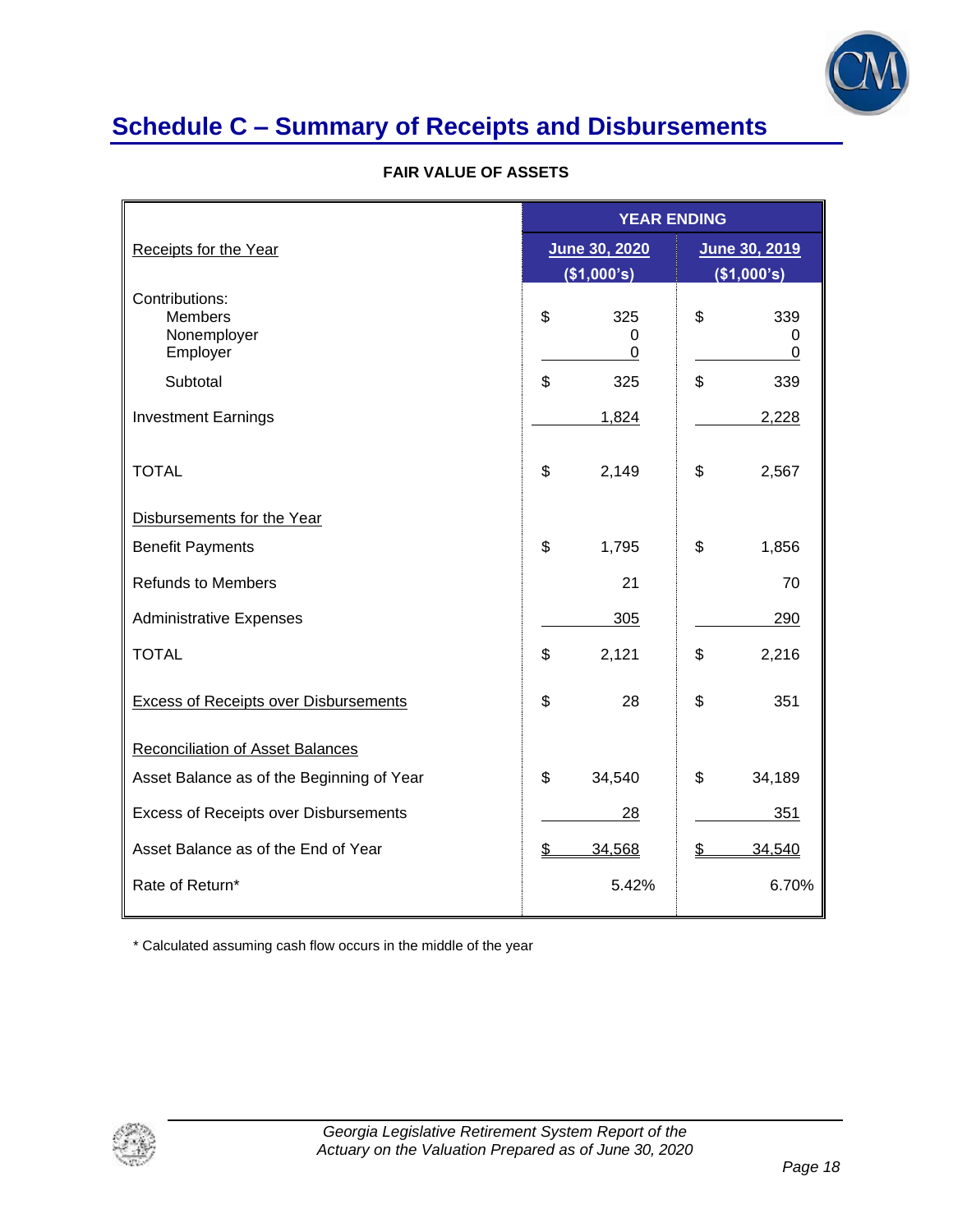# Schedule C – Summary of Receipts and Disbursements

**FAIR VALUE OF ASSETS**

| | YEAR ENDING | |
|---|---|---|
| Receipts for the Year | June 30, 2020 ($1,000's) | June 30, 2019 ($1,000's) |
| Contributions: | | |
| Members | $ 325 | $ 339 |
| Nonemployer | 0 | 0 |
| Employer | 0 | 0 |
| Subtotal | $ 325 | $ 339 |
| Investment Earnings | 1,824 | 2,228 |
| TOTAL | $ 2,149 | $ 2,567 |
| Disbursements for the Year | | |
| Benefit Payments | $ 1,795 | $ 1,856 |
| Refunds to Members | 21 | 70 |
| Administrative Expenses | 305 | 290 |
| TOTAL | $ 2,121 | $ 2,216 |
| Excess of Receipts over Disbursements | $ 28 | $ 351 |
| Reconciliation of Asset Balances | | |
| Asset Balance as of the Beginning of Year | $ 34,540 | $ 34,189 |
| Excess of Receipts over Disbursements | 28 | 351 |
| Asset Balance as of the End of Year | $ 34,568 | $ 34,540 |
| Rate of Return* | 5.42% | 6.70% |

* Calculated assuming cash flow occurs in the middle of the year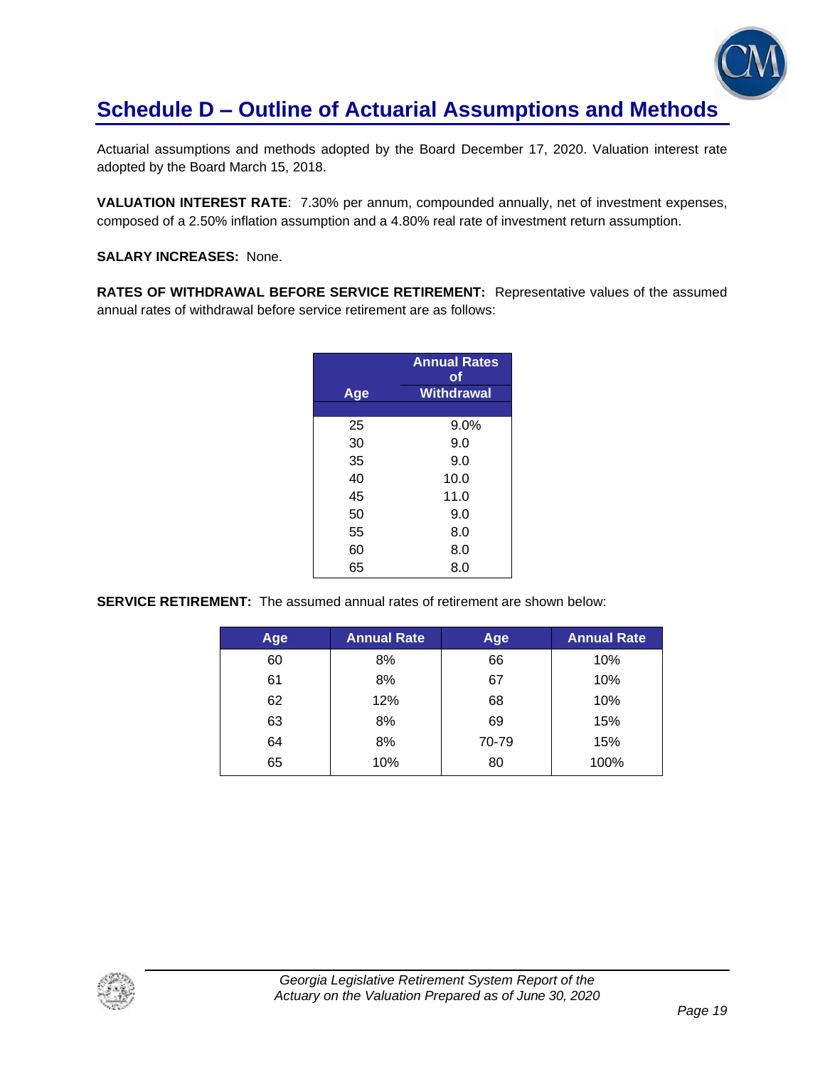# Schedule D – Outline of Actuarial Assumptions and Methods

Actuarial assumptions and methods adopted by the Board December 17, 2020. Valuation interest rate adopted by the Board March 15, 2018.

**VALUATION INTEREST RATE**: 7.30% per annum, compounded annually, net of investment expenses, composed of a 2.50% inflation assumption and a 4.80% real rate of investment return assumption.

**SALARY INCREASES:** None.

**RATES OF WITHDRAWAL BEFORE SERVICE RETIREMENT:** Representative values of the assumed annual rates of withdrawal before service retirement are as follows:

| Age | Annual Rates of Withdrawal |
|---|---|
| 25 | 9.0% |
| 30 | 9.0 |
| 35 | 9.0 |
| 40 | 10.0 |
| 45 | 11.0 |
| 50 | 9.0 |
| 55 | 8.0 |
| 60 | 8.0 |
| 65 | 8.0 |

**SERVICE RETIREMENT:** The assumed annual rates of retirement are shown below:

| Age | Annual Rate | Age | Annual Rate |
|---|---|---|---|
| 60 | 8% | 66 | 10% |
| 61 | 8% | 67 | 10% |
| 62 | 12% | 68 | 10% |
| 63 | 8% | 69 | 15% |
| 64 | 8% | 70-79 | 15% |
| 65 | 10% | 80 | 100% |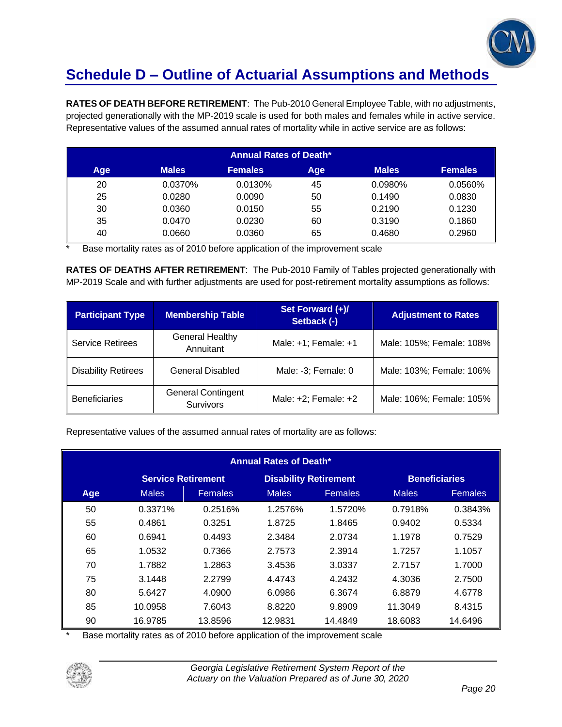## Schedule D – Outline of Actuarial Assumptions and Methods

**RATES OF DEATH BEFORE RETIREMENT**: The Pub-2010 General Employee Table, with no adjustments, projected generationally with the MP-2019 scale is used for both males and females while in active service. Representative values of the assumed annual rates of mortality while in active service are as follows:

| Annual Rates of Death* | | | | | |
|---|---|---|---|---|---|
| **Age** | **Males** | **Females** | **Age** | **Males** | **Females** |
| 20 | 0.0370% | 0.0130% | 45 | 0.0980% | 0.0560% |
| 25 | 0.0280 | 0.0090 | 50 | 0.1490 | 0.0830 |
| 30 | 0.0360 | 0.0150 | 55 | 0.2190 | 0.1230 |
| 35 | 0.0470 | 0.0230 | 60 | 0.3190 | 0.1860 |
| 40 | 0.0660 | 0.0360 | 65 | 0.4680 | 0.2960 |

\* Base mortality rates as of 2010 before application of the improvement scale

**RATES OF DEATHS AFTER RETIREMENT**: The Pub-2010 Family of Tables projected generationally with MP-2019 Scale and with further adjustments are used for post-retirement mortality assumptions as follows:

| Participant Type | Membership Table | Set Forward (+)/ Setback (-) | Adjustment to Rates |
|---|---|---|---|
| Service Retirees | General Healthy Annuitant | Male: +1; Female: +1 | Male: 105%; Female: 108% |
| Disability Retirees | General Disabled | Male: -3; Female: 0 | Male: 103%; Female: 106% |
| Beneficiaries | General Contingent Survivors | Male: +2; Female: +2 | Male: 106%; Female: 105% |

Representative values of the assumed annual rates of mortality are as follows:

| Annual Rates of Death* | | | | | | |
|---|---|---|---|---|---|---|
| | **Service Retirement** | | **Disability Retirement** | | **Beneficiaries** | |
| **Age** | Males | Females | Males | Females | Males | Females |
| 50 | 0.3371% | 0.2516% | 1.2576% | 1.5720% | 0.7918% | 0.3843% |
| 55 | 0.4861 | 0.3251 | 1.8725 | 1.8465 | 0.9402 | 0.5334 |
| 60 | 0.6941 | 0.4493 | 2.3484 | 2.0734 | 1.1978 | 0.7529 |
| 65 | 1.0532 | 0.7366 | 2.7573 | 2.3914 | 1.7257 | 1.1057 |
| 70 | 1.7882 | 1.2863 | 3.4536 | 3.0337 | 2.7157 | 1.7000 |
| 75 | 3.1448 | 2.2799 | 4.4743 | 4.2432 | 4.3036 | 2.7500 |
| 80 | 5.6427 | 4.0900 | 6.0986 | 6.3674 | 6.8879 | 4.6778 |
| 85 | 10.0958 | 7.6043 | 8.8220 | 9.8909 | 11.3049 | 8.4315 |
| 90 | 16.9785 | 13.8596 | 12.9831 | 14.4849 | 18.6083 | 14.6496 |

\* Base mortality rates as of 2010 before application of the improvement scale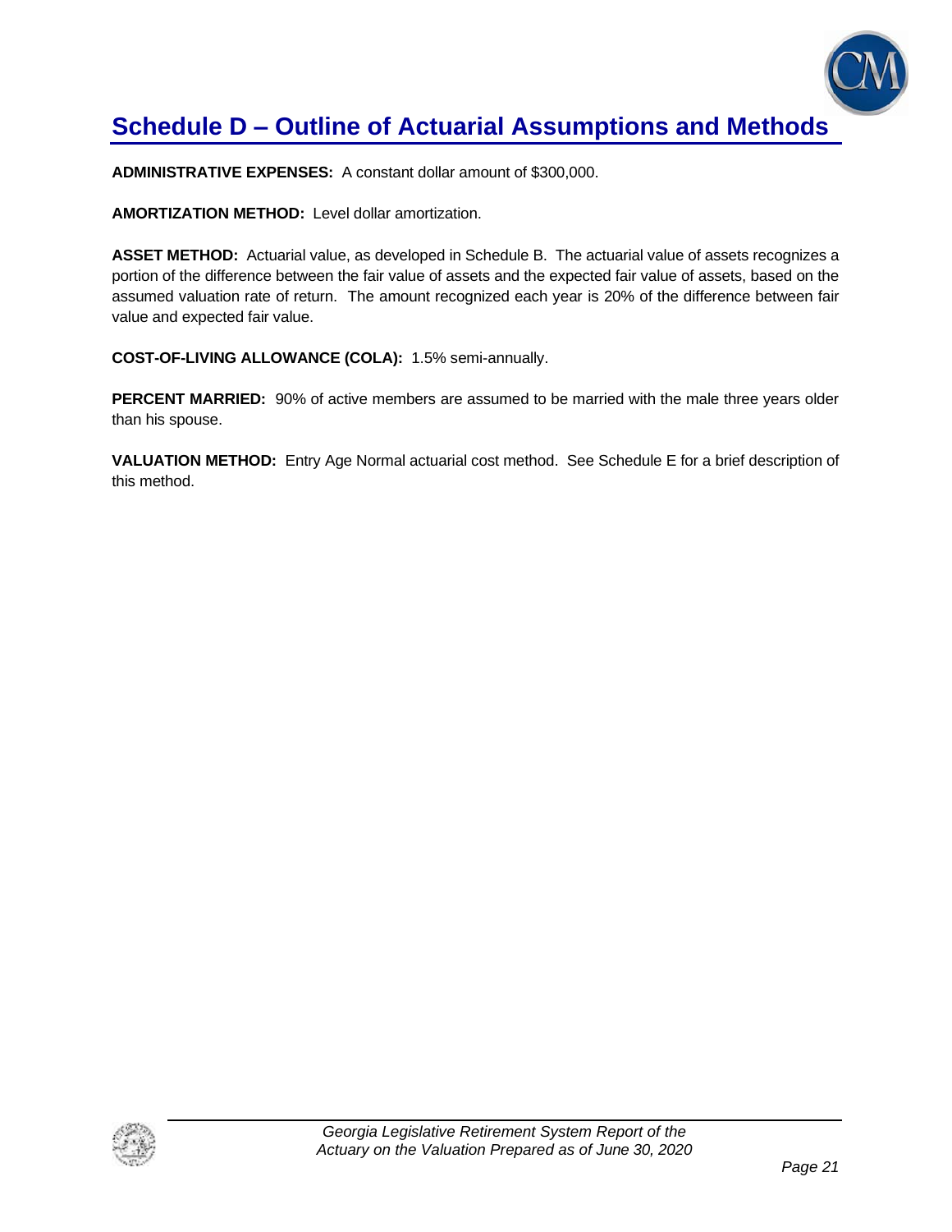# Schedule D – Outline of Actuarial Assumptions and Methods

**ADMINISTRATIVE EXPENSES:** A constant dollar amount of $300,000.

**AMORTIZATION METHOD:** Level dollar amortization.

**ASSET METHOD:** Actuarial value, as developed in Schedule B. The actuarial value of assets recognizes a portion of the difference between the fair value of assets and the expected fair value of assets, based on the assumed valuation rate of return. The amount recognized each year is 20% of the difference between fair value and expected fair value.

**COST-OF-LIVING ALLOWANCE (COLA):** 1.5% semi-annually.

**PERCENT MARRIED:** 90% of active members are assumed to be married with the male three years older than his spouse.

**VALUATION METHOD:** Entry Age Normal actuarial cost method. See Schedule E for a brief description of this method.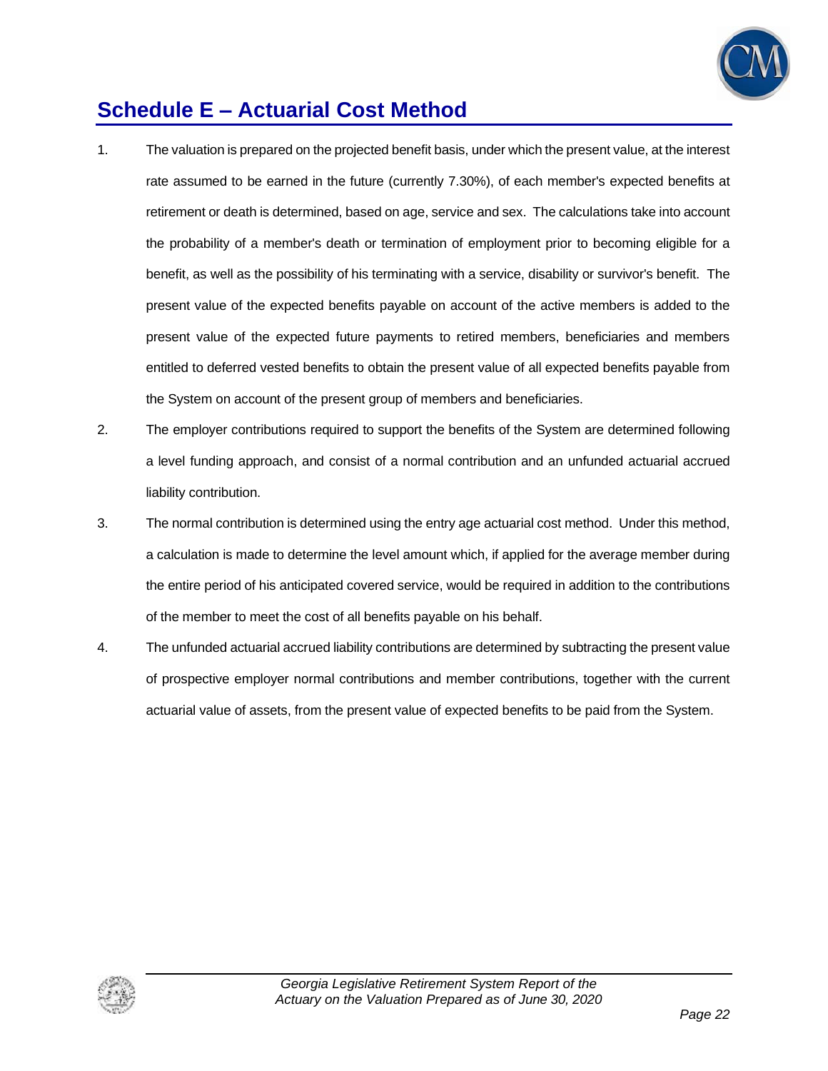## Schedule E – Actuarial Cost Method

1. The valuation is prepared on the projected benefit basis, under which the present value, at the interest rate assumed to be earned in the future (currently 7.30%), of each member's expected benefits at retirement or death is determined, based on age, service and sex. The calculations take into account the probability of a member's death or termination of employment prior to becoming eligible for a benefit, as well as the possibility of his terminating with a service, disability or survivor's benefit. The present value of the expected benefits payable on account of the active members is added to the present value of the expected future payments to retired members, beneficiaries and members entitled to deferred vested benefits to obtain the present value of all expected benefits payable from the System on account of the present group of members and beneficiaries.

2. The employer contributions required to support the benefits of the System are determined following a level funding approach, and consist of a normal contribution and an unfunded actuarial accrued liability contribution.

3. The normal contribution is determined using the entry age actuarial cost method. Under this method, a calculation is made to determine the level amount which, if applied for the average member during the entire period of his anticipated covered service, would be required in addition to the contributions of the member to meet the cost of all benefits payable on his behalf.

4. The unfunded actuarial accrued liability contributions are determined by subtracting the present value of prospective employer normal contributions and member contributions, together with the current actuarial value of assets, from the present value of expected benefits to be paid from the System.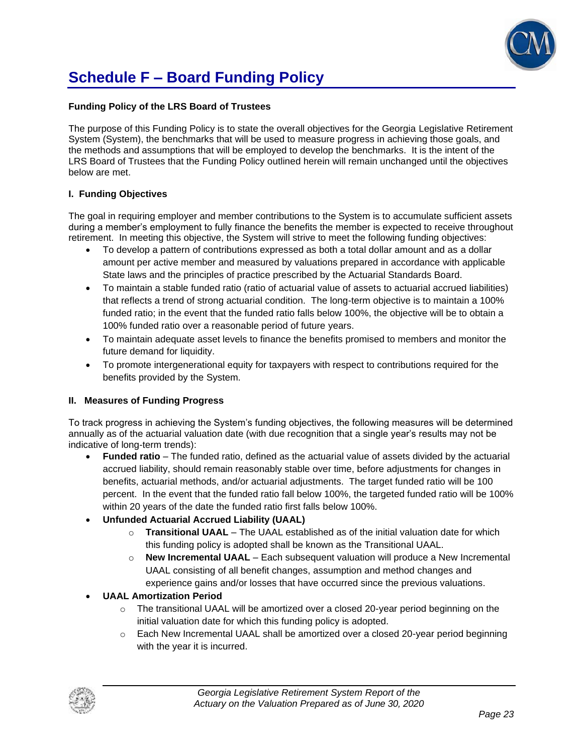# Schedule F – Board Funding Policy

**Funding Policy of the LRS Board of Trustees**

The purpose of this Funding Policy is to state the overall objectives for the Georgia Legislative Retirement System (System), the benchmarks that will be used to measure progress in achieving those goals, and the methods and assumptions that will be employed to develop the benchmarks. It is the intent of the LRS Board of Trustees that the Funding Policy outlined herein will remain unchanged until the objectives below are met.

**I. Funding Objectives**

The goal in requiring employer and member contributions to the System is to accumulate sufficient assets during a member's employment to fully finance the benefits the member is expected to receive throughout retirement. In meeting this objective, the System will strive to meet the following funding objectives:

- To develop a pattern of contributions expressed as both a total dollar amount and as a dollar amount per active member and measured by valuations prepared in accordance with applicable State laws and the principles of practice prescribed by the Actuarial Standards Board.
- To maintain a stable funded ratio (ratio of actuarial value of assets to actuarial accrued liabilities) that reflects a trend of strong actuarial condition. The long-term objective is to maintain a 100% funded ratio; in the event that the funded ratio falls below 100%, the objective will be to obtain a 100% funded ratio over a reasonable period of future years.
- To maintain adequate asset levels to finance the benefits promised to members and monitor the future demand for liquidity.
- To promote intergenerational equity for taxpayers with respect to contributions required for the benefits provided by the System.

**II. Measures of Funding Progress**

To track progress in achieving the System's funding objectives, the following measures will be determined annually as of the actuarial valuation date (with due recognition that a single year's results may not be indicative of long-term trends):

- **Funded ratio** – The funded ratio, defined as the actuarial value of assets divided by the actuarial accrued liability, should remain reasonably stable over time, before adjustments for changes in benefits, actuarial methods, and/or actuarial adjustments. The target funded ratio will be 100 percent. In the event that the funded ratio fall below 100%, the targeted funded ratio will be 100% within 20 years of the date the funded ratio first falls below 100%.
- **Unfunded Actuarial Accrued Liability (UAAL)**
  - **Transitional UAAL** – The UAAL established as of the initial valuation date for which this funding policy is adopted shall be known as the Transitional UAAL.
  - **New Incremental UAAL** – Each subsequent valuation will produce a New Incremental UAAL consisting of all benefit changes, assumption and method changes and experience gains and/or losses that have occurred since the previous valuations.
- **UAAL Amortization Period**
  - The transitional UAAL will be amortized over a closed 20-year period beginning on the initial valuation date for which this funding policy is adopted.
  - Each New Incremental UAAL shall be amortized over a closed 20-year period beginning with the year it is incurred.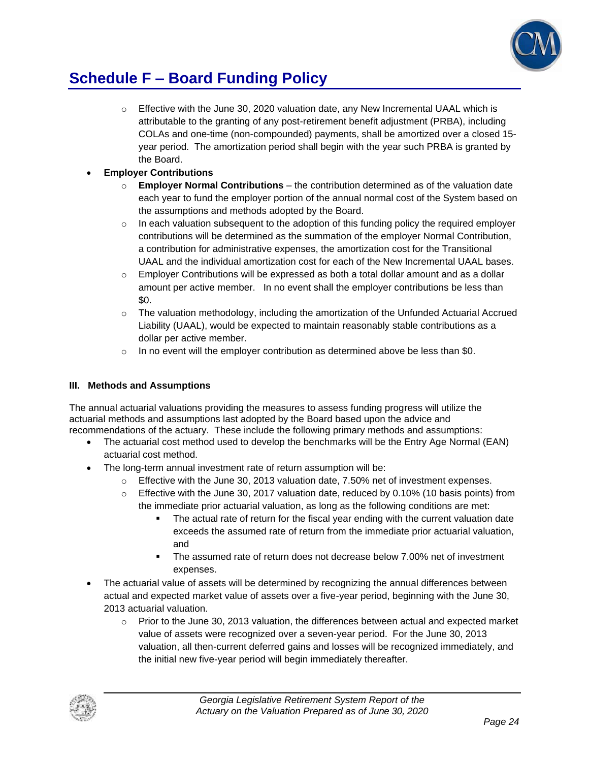# Schedule F – Board Funding Policy

  - Effective with the June 30, 2020 valuation date, any New Incremental UAAL which is attributable to the granting of any post-retirement benefit adjustment (PRBA), including COLAs and one-time (non-compounded) payments, shall be amortized over a closed 15-year period. The amortization period shall begin with the year such PRBA is granted by the Board.
- **Employer Contributions**
  - **Employer Normal Contributions** – the contribution determined as of the valuation date each year to fund the employer portion of the annual normal cost of the System based on the assumptions and methods adopted by the Board.
  - In each valuation subsequent to the adoption of this funding policy the required employer contributions will be determined as the summation of the employer Normal Contribution, a contribution for administrative expenses, the amortization cost for the Transitional UAAL and the individual amortization cost for each of the New Incremental UAAL bases.
  - Employer Contributions will be expressed as both a total dollar amount and as a dollar amount per active member. In no event shall the employer contributions be less than $0.
  - The valuation methodology, including the amortization of the Unfunded Actuarial Accrued Liability (UAAL), would be expected to maintain reasonably stable contributions as a dollar per active member.
  - In no event will the employer contribution as determined above be less than $0.

**III. Methods and Assumptions**

The annual actuarial valuations providing the measures to assess funding progress will utilize the actuarial methods and assumptions last adopted by the Board based upon the advice and recommendations of the actuary. These include the following primary methods and assumptions:

- The actuarial cost method used to develop the benchmarks will be the Entry Age Normal (EAN) actuarial cost method.
- The long-term annual investment rate of return assumption will be:
  - Effective with the June 30, 2013 valuation date, 7.50% net of investment expenses.
  - Effective with the June 30, 2017 valuation date, reduced by 0.10% (10 basis points) from the immediate prior actuarial valuation, as long as the following conditions are met:
    - The actual rate of return for the fiscal year ending with the current valuation date exceeds the assumed rate of return from the immediate prior actuarial valuation, and
    - The assumed rate of return does not decrease below 7.00% net of investment expenses.
- The actuarial value of assets will be determined by recognizing the annual differences between actual and expected market value of assets over a five-year period, beginning with the June 30, 2013 actuarial valuation.
  - Prior to the June 30, 2013 valuation, the differences between actual and expected market value of assets were recognized over a seven-year period. For the June 30, 2013 valuation, all then-current deferred gains and losses will be recognized immediately, and the initial new five-year period will begin immediately thereafter.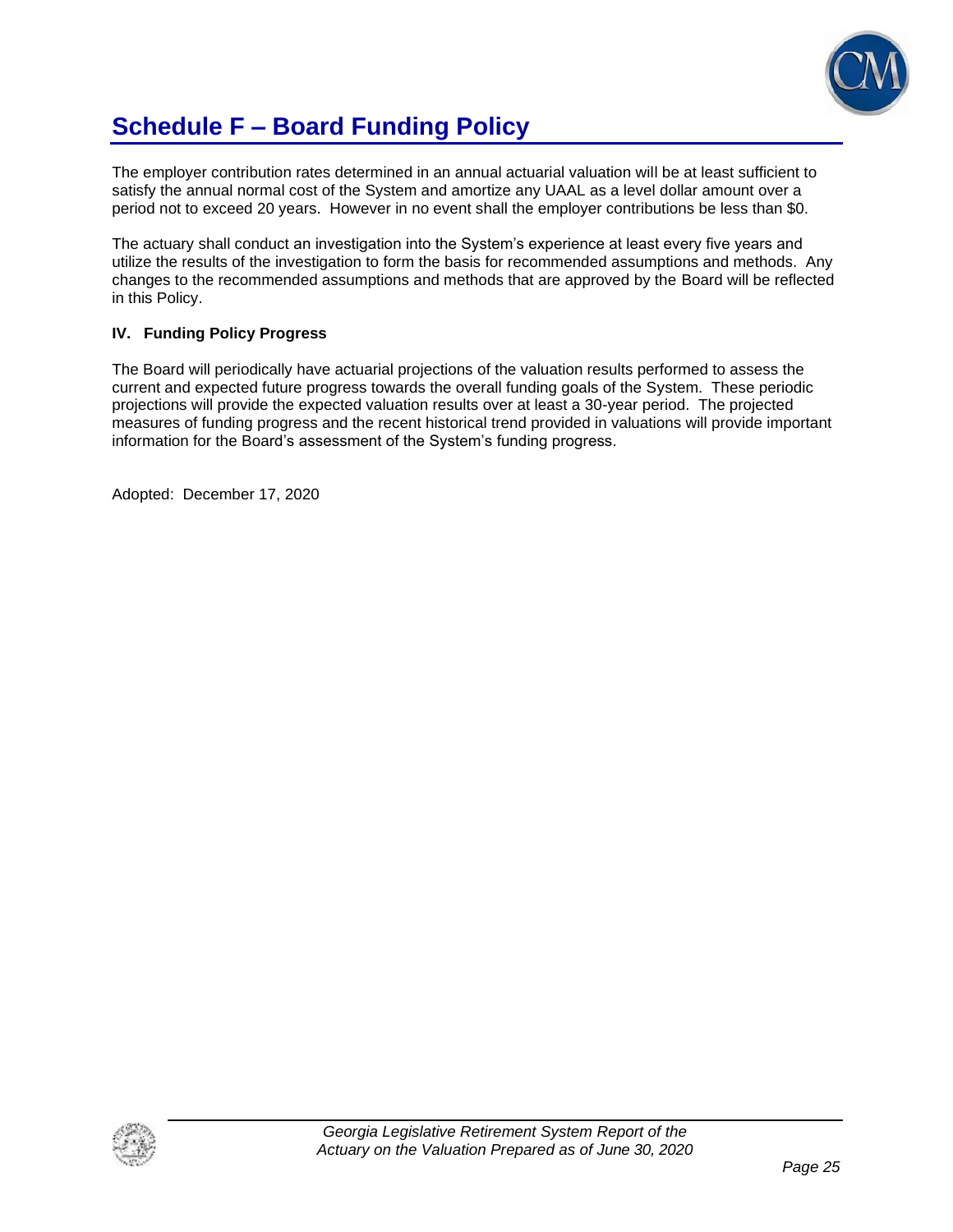# Schedule F – Board Funding Policy

The employer contribution rates determined in an annual actuarial valuation will be at least sufficient to satisfy the annual normal cost of the System and amortize any UAAL as a level dollar amount over a period not to exceed 20 years. However in no event shall the employer contributions be less than $0.

The actuary shall conduct an investigation into the System's experience at least every five years and utilize the results of the investigation to form the basis for recommended assumptions and methods. Any changes to the recommended assumptions and methods that are approved by the Board will be reflected in this Policy.

**IV. Funding Policy Progress**

The Board will periodically have actuarial projections of the valuation results performed to assess the current and expected future progress towards the overall funding goals of the System. These periodic projections will provide the expected valuation results over at least a 30-year period. The projected measures of funding progress and the recent historical trend provided in valuations will provide important information for the Board's assessment of the System's funding progress.

Adopted: December 17, 2020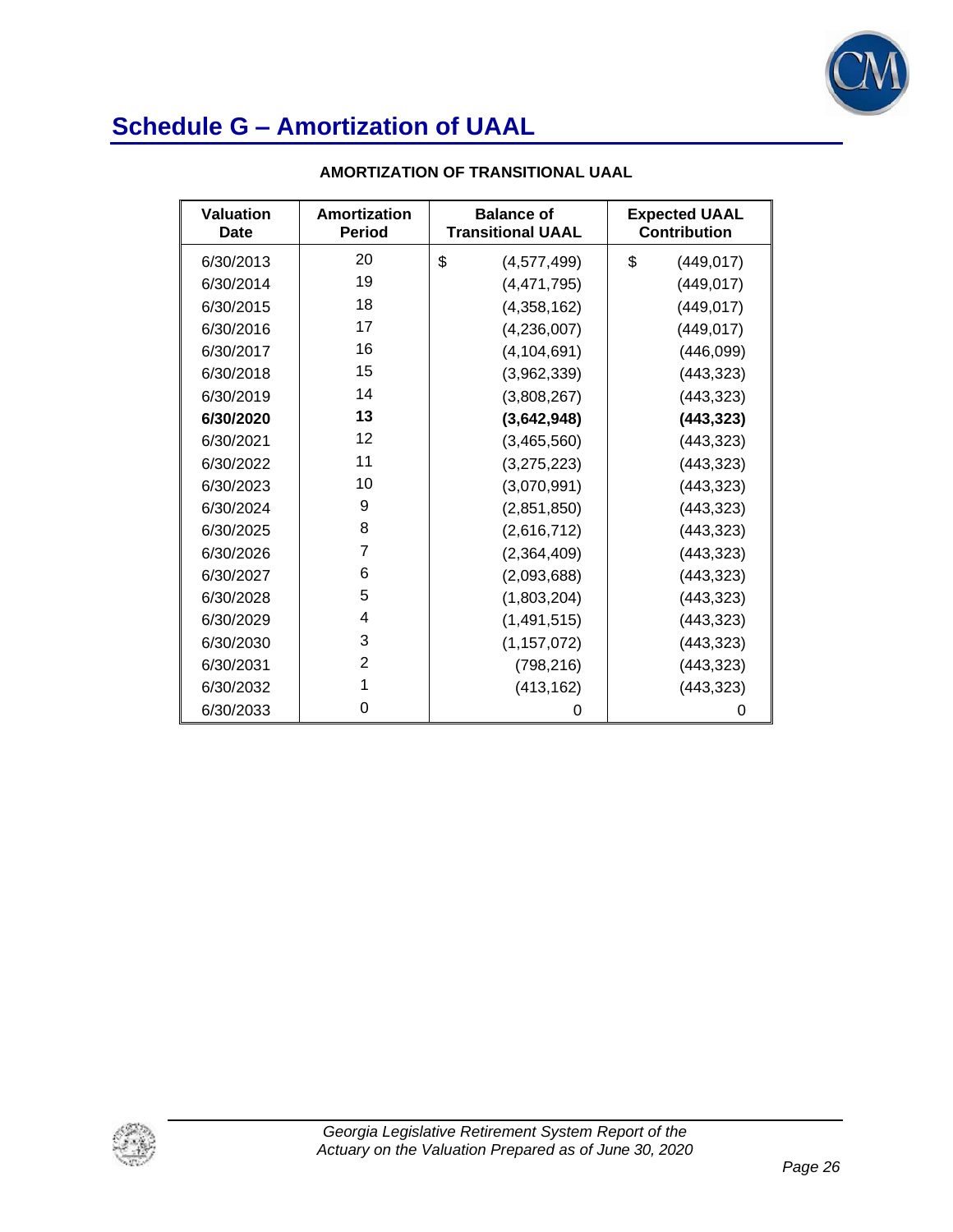# Schedule G – Amortization of UAAL

### AMORTIZATION OF TRANSITIONAL UAAL

| Valuation Date | Amortization Period | Balance of Transitional UAAL | Expected UAAL Contribution |
|---|---|---|---|
| 6/30/2013 | 20 | $ (4,577,499) | $ (449,017) |
| 6/30/2014 | 19 | (4,471,795) | (449,017) |
| 6/30/2015 | 18 | (4,358,162) | (449,017) |
| 6/30/2016 | 17 | (4,236,007) | (449,017) |
| 6/30/2017 | 16 | (4,104,691) | (446,099) |
| 6/30/2018 | 15 | (3,962,339) | (443,323) |
| 6/30/2019 | 14 | (3,808,267) | (443,323) |
| **6/30/2020** | **13** | **(3,642,948)** | **(443,323)** |
| 6/30/2021 | 12 | (3,465,560) | (443,323) |
| 6/30/2022 | 11 | (3,275,223) | (443,323) |
| 6/30/2023 | 10 | (3,070,991) | (443,323) |
| 6/30/2024 | 9 | (2,851,850) | (443,323) |
| 6/30/2025 | 8 | (2,616,712) | (443,323) |
| 6/30/2026 | 7 | (2,364,409) | (443,323) |
| 6/30/2027 | 6 | (2,093,688) | (443,323) |
| 6/30/2028 | 5 | (1,803,204) | (443,323) |
| 6/30/2029 | 4 | (1,491,515) | (443,323) |
| 6/30/2030 | 3 | (1,157,072) | (443,323) |
| 6/30/2031 | 2 | (798,216) | (443,323) |
| 6/30/2032 | 1 | (413,162) | (443,323) |
| 6/30/2033 | 0 | 0 | 0 |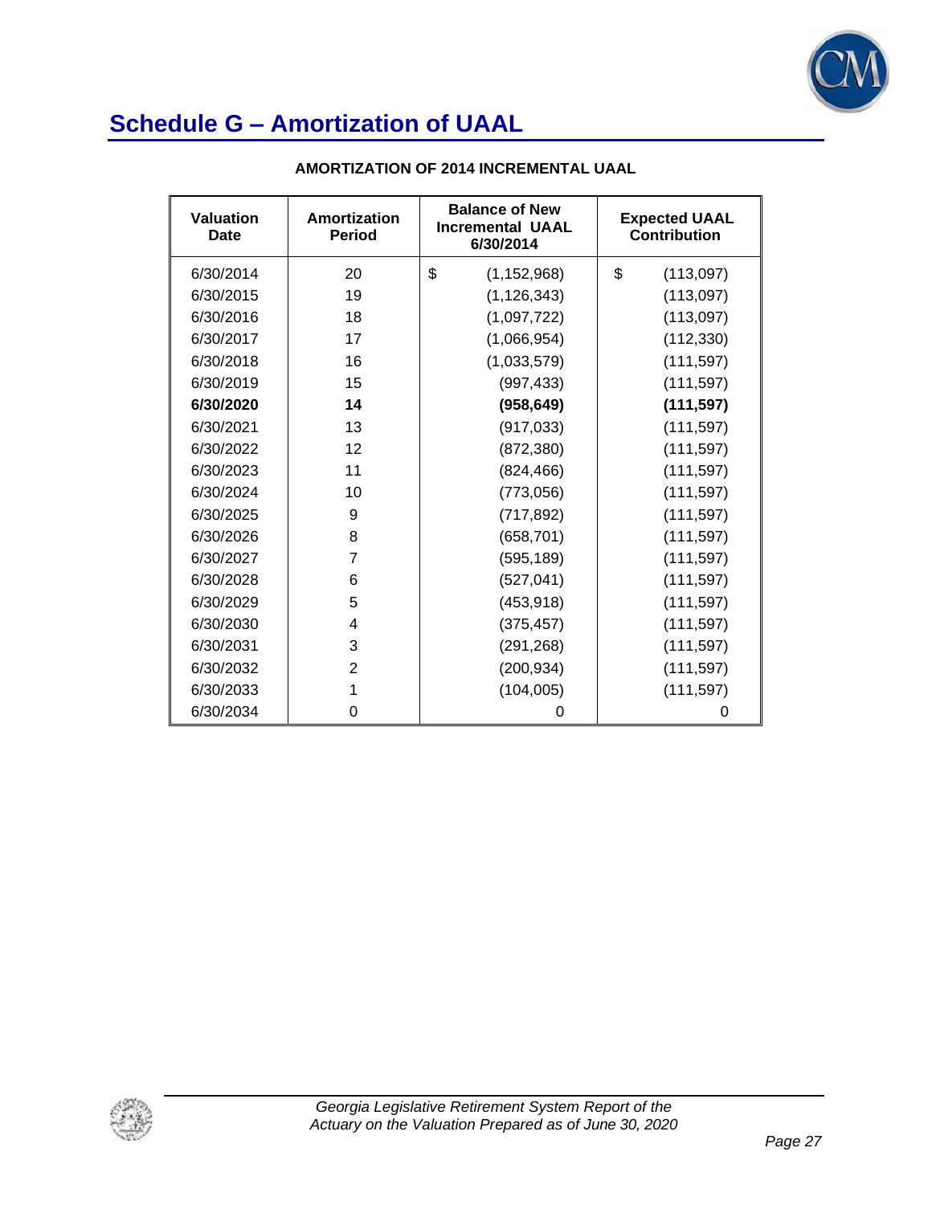# Schedule G – Amortization of UAAL

**AMORTIZATION OF 2014 INCREMENTAL UAAL**

| Valuation Date | Amortization Period | Balance of New Incremental UAAL 6/30/2014 | Expected UAAL Contribution |
|---|---|---|---|
| 6/30/2014 | 20 | $ (1,152,968) | $ (113,097) |
| 6/30/2015 | 19 | (1,126,343) | (113,097) |
| 6/30/2016 | 18 | (1,097,722) | (113,097) |
| 6/30/2017 | 17 | (1,066,954) | (112,330) |
| 6/30/2018 | 16 | (1,033,579) | (111,597) |
| 6/30/2019 | 15 | (997,433) | (111,597) |
| **6/30/2020** | **14** | **(958,649)** | **(111,597)** |
| 6/30/2021 | 13 | (917,033) | (111,597) |
| 6/30/2022 | 12 | (872,380) | (111,597) |
| 6/30/2023 | 11 | (824,466) | (111,597) |
| 6/30/2024 | 10 | (773,056) | (111,597) |
| 6/30/2025 | 9 | (717,892) | (111,597) |
| 6/30/2026 | 8 | (658,701) | (111,597) |
| 6/30/2027 | 7 | (595,189) | (111,597) |
| 6/30/2028 | 6 | (527,041) | (111,597) |
| 6/30/2029 | 5 | (453,918) | (111,597) |
| 6/30/2030 | 4 | (375,457) | (111,597) |
| 6/30/2031 | 3 | (291,268) | (111,597) |
| 6/30/2032 | 2 | (200,934) | (111,597) |
| 6/30/2033 | 1 | (104,005) | (111,597) |
| 6/30/2034 | 0 | 0 | 0 |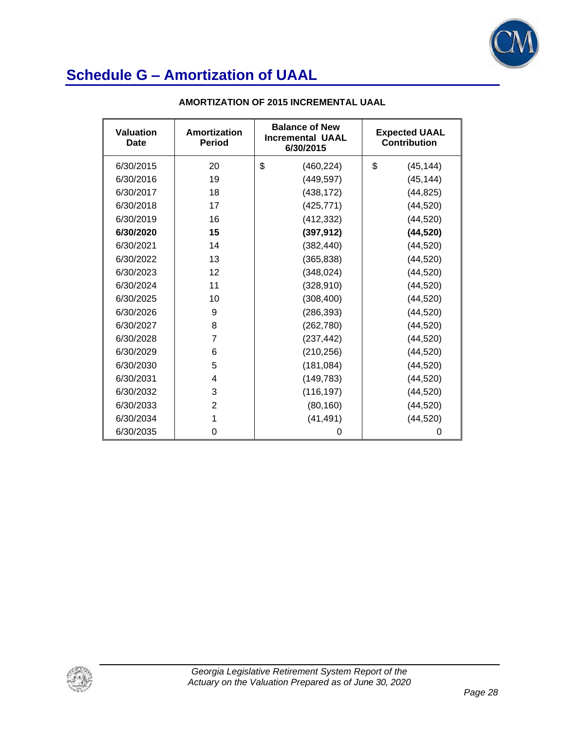# Schedule G – Amortization of UAAL

**AMORTIZATION OF 2015 INCREMENTAL UAAL**

| Valuation Date | Amortization Period | Balance of New Incremental UAAL 6/30/2015 | Expected UAAL Contribution |
|---|---|---|---|
| 6/30/2015 | 20 | $ (460,224) | $ (45,144) |
| 6/30/2016 | 19 | (449,597) | (45,144) |
| 6/30/2017 | 18 | (438,172) | (44,825) |
| 6/30/2018 | 17 | (425,771) | (44,520) |
| 6/30/2019 | 16 | (412,332) | (44,520) |
| **6/30/2020** | **15** | **(397,912)** | **(44,520)** |
| 6/30/2021 | 14 | (382,440) | (44,520) |
| 6/30/2022 | 13 | (365,838) | (44,520) |
| 6/30/2023 | 12 | (348,024) | (44,520) |
| 6/30/2024 | 11 | (328,910) | (44,520) |
| 6/30/2025 | 10 | (308,400) | (44,520) |
| 6/30/2026 | 9 | (286,393) | (44,520) |
| 6/30/2027 | 8 | (262,780) | (44,520) |
| 6/30/2028 | 7 | (237,442) | (44,520) |
| 6/30/2029 | 6 | (210,256) | (44,520) |
| 6/30/2030 | 5 | (181,084) | (44,520) |
| 6/30/2031 | 4 | (149,783) | (44,520) |
| 6/30/2032 | 3 | (116,197) | (44,520) |
| 6/30/2033 | 2 | (80,160) | (44,520) |
| 6/30/2034 | 1 | (41,491) | (44,520) |
| 6/30/2035 | 0 | 0 | 0 |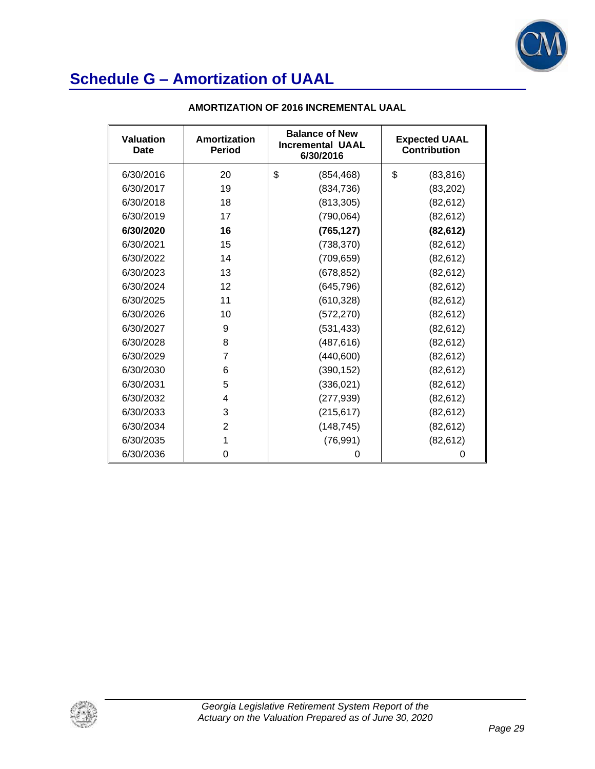# Schedule G – Amortization of UAAL

**AMORTIZATION OF 2016 INCREMENTAL UAAL**

| Valuation Date | Amortization Period | Balance of New Incremental UAAL 6/30/2016 | Expected UAAL Contribution |
|---|---|---|---|
| 6/30/2016 | 20 | $ (854,468) | $ (83,816) |
| 6/30/2017 | 19 | (834,736) | (83,202) |
| 6/30/2018 | 18 | (813,305) | (82,612) |
| 6/30/2019 | 17 | (790,064) | (82,612) |
| **6/30/2020** | **16** | **(765,127)** | **(82,612)** |
| 6/30/2021 | 15 | (738,370) | (82,612) |
| 6/30/2022 | 14 | (709,659) | (82,612) |
| 6/30/2023 | 13 | (678,852) | (82,612) |
| 6/30/2024 | 12 | (645,796) | (82,612) |
| 6/30/2025 | 11 | (610,328) | (82,612) |
| 6/30/2026 | 10 | (572,270) | (82,612) |
| 6/30/2027 | 9 | (531,433) | (82,612) |
| 6/30/2028 | 8 | (487,616) | (82,612) |
| 6/30/2029 | 7 | (440,600) | (82,612) |
| 6/30/2030 | 6 | (390,152) | (82,612) |
| 6/30/2031 | 5 | (336,021) | (82,612) |
| 6/30/2032 | 4 | (277,939) | (82,612) |
| 6/30/2033 | 3 | (215,617) | (82,612) |
| 6/30/2034 | 2 | (148,745) | (82,612) |
| 6/30/2035 | 1 | (76,991) | (82,612) |
| 6/30/2036 | 0 | 0 | 0 |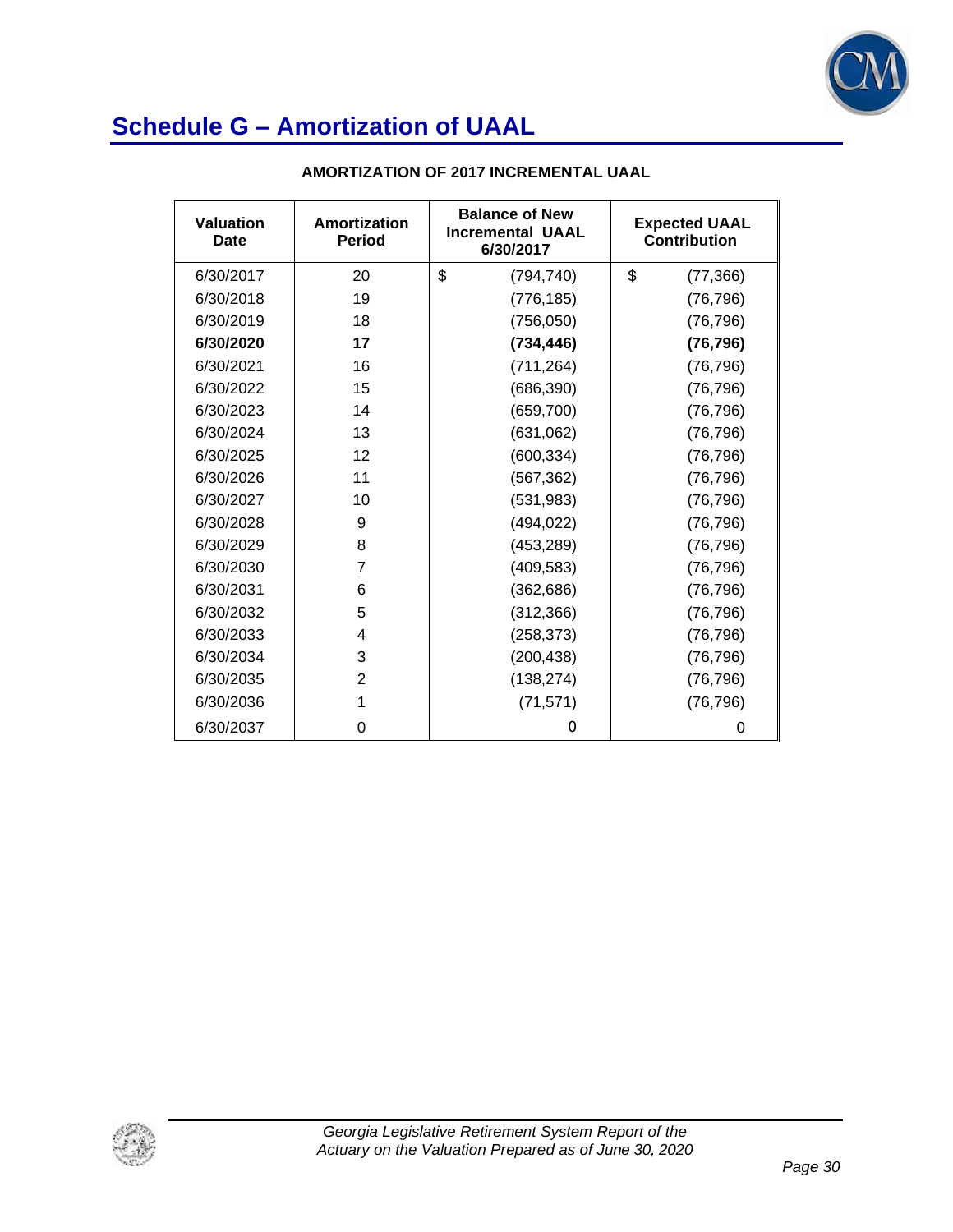# Schedule G – Amortization of UAAL

## AMORTIZATION OF 2017 INCREMENTAL UAAL

| Valuation Date | Amortization Period | Balance of New Incremental UAAL 6/30/2017 | Expected UAAL Contribution |
|---|---|---|---|
| 6/30/2017 | 20 | $ (794,740) | $ (77,366) |
| 6/30/2018 | 19 | (776,185) | (76,796) |
| 6/30/2019 | 18 | (756,050) | (76,796) |
| **6/30/2020** | **17** | **(734,446)** | **(76,796)** |
| 6/30/2021 | 16 | (711,264) | (76,796) |
| 6/30/2022 | 15 | (686,390) | (76,796) |
| 6/30/2023 | 14 | (659,700) | (76,796) |
| 6/30/2024 | 13 | (631,062) | (76,796) |
| 6/30/2025 | 12 | (600,334) | (76,796) |
| 6/30/2026 | 11 | (567,362) | (76,796) |
| 6/30/2027 | 10 | (531,983) | (76,796) |
| 6/30/2028 | 9 | (494,022) | (76,796) |
| 6/30/2029 | 8 | (453,289) | (76,796) |
| 6/30/2030 | 7 | (409,583) | (76,796) |
| 6/30/2031 | 6 | (362,686) | (76,796) |
| 6/30/2032 | 5 | (312,366) | (76,796) |
| 6/30/2033 | 4 | (258,373) | (76,796) |
| 6/30/2034 | 3 | (200,438) | (76,796) |
| 6/30/2035 | 2 | (138,274) | (76,796) |
| 6/30/2036 | 1 | (71,571) | (76,796) |
| 6/30/2037 | 0 | 0 | 0 |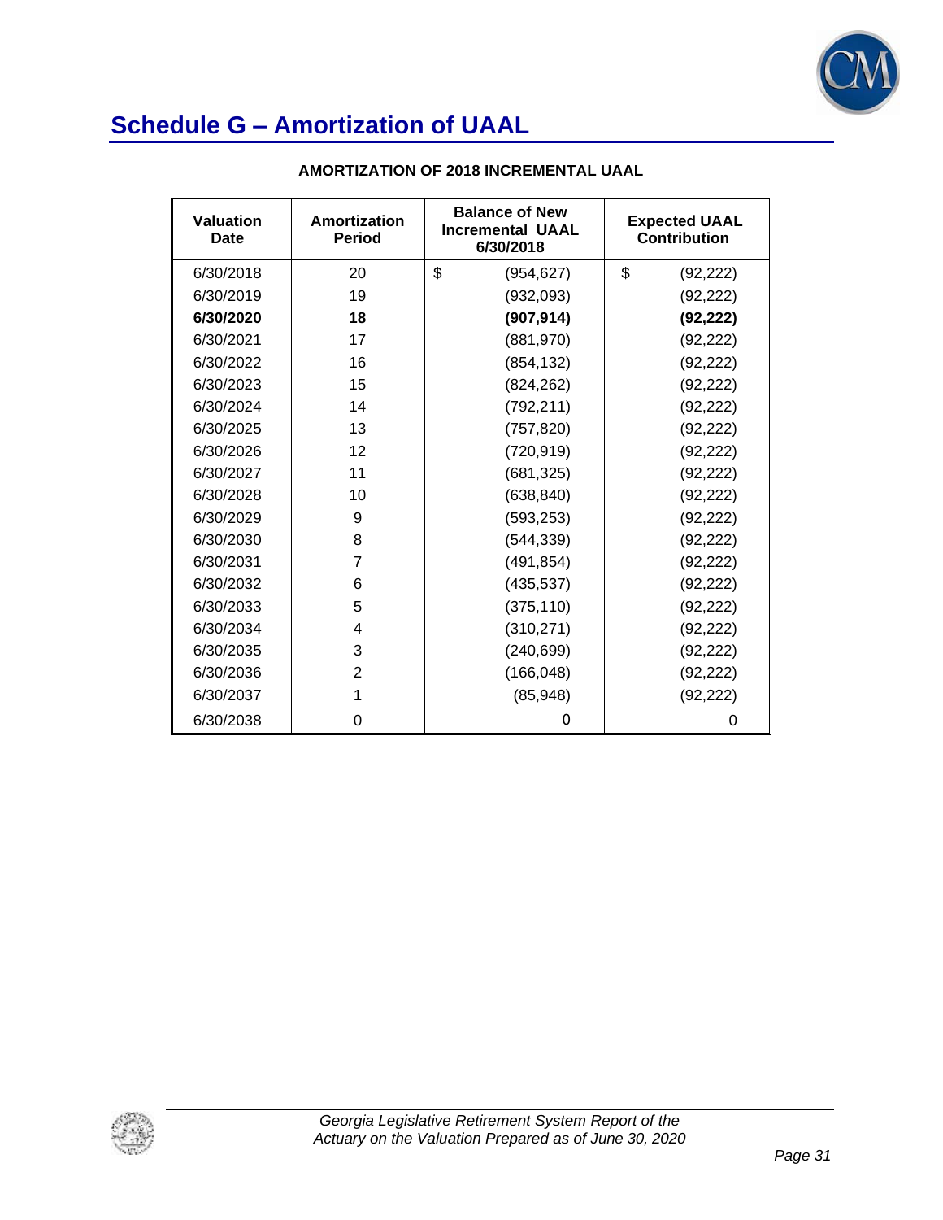# Schedule G – Amortization of UAAL

**AMORTIZATION OF 2018 INCREMENTAL UAAL**

| Valuation Date | Amortization Period | Balance of New Incremental UAAL 6/30/2018 | Expected UAAL Contribution |
|---|---|---|---|
| 6/30/2018 | 20 | $ (954,627) | $ (92,222) |
| 6/30/2019 | 19 | (932,093) | (92,222) |
| **6/30/2020** | **18** | **(907,914)** | **(92,222)** |
| 6/30/2021 | 17 | (881,970) | (92,222) |
| 6/30/2022 | 16 | (854,132) | (92,222) |
| 6/30/2023 | 15 | (824,262) | (92,222) |
| 6/30/2024 | 14 | (792,211) | (92,222) |
| 6/30/2025 | 13 | (757,820) | (92,222) |
| 6/30/2026 | 12 | (720,919) | (92,222) |
| 6/30/2027 | 11 | (681,325) | (92,222) |
| 6/30/2028 | 10 | (638,840) | (92,222) |
| 6/30/2029 | 9 | (593,253) | (92,222) |
| 6/30/2030 | 8 | (544,339) | (92,222) |
| 6/30/2031 | 7 | (491,854) | (92,222) |
| 6/30/2032 | 6 | (435,537) | (92,222) |
| 6/30/2033 | 5 | (375,110) | (92,222) |
| 6/30/2034 | 4 | (310,271) | (92,222) |
| 6/30/2035 | 3 | (240,699) | (92,222) |
| 6/30/2036 | 2 | (166,048) | (92,222) |
| 6/30/2037 | 1 | (85,948) | (92,222) |
| 6/30/2038 | 0 | 0 | 0 |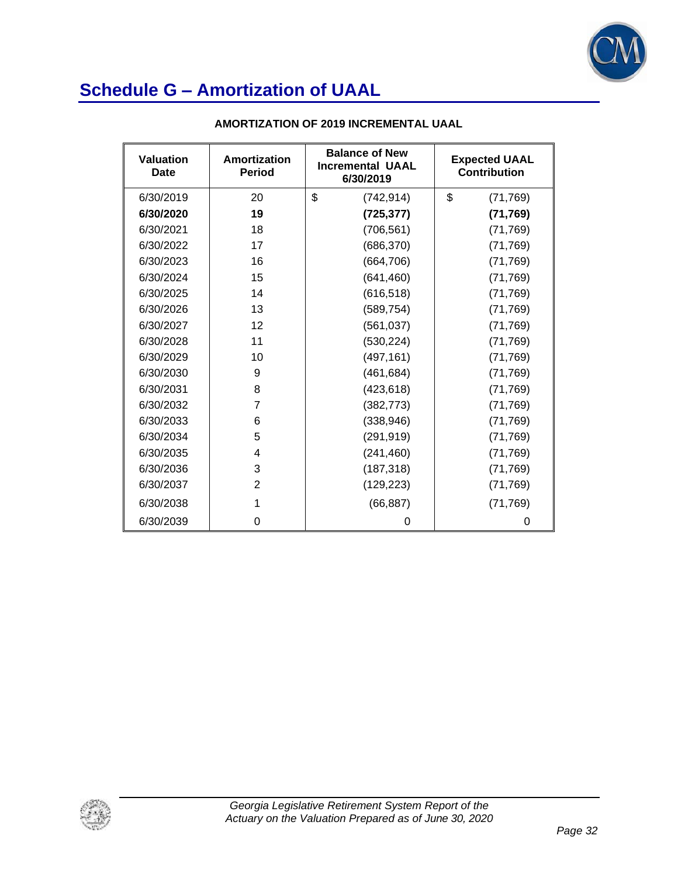# Schedule G – Amortization of UAAL

**AMORTIZATION OF 2019 INCREMENTAL UAAL**

| Valuation Date | Amortization Period | Balance of New Incremental UAAL 6/30/2019 | Expected UAAL Contribution |
|---|---|---|---|
| 6/30/2019 | 20 | $ (742,914) | $ (71,769) |
| **6/30/2020** | **19** | **(725,377)** | **(71,769)** |
| 6/30/2021 | 18 | (706,561) | (71,769) |
| 6/30/2022 | 17 | (686,370) | (71,769) |
| 6/30/2023 | 16 | (664,706) | (71,769) |
| 6/30/2024 | 15 | (641,460) | (71,769) |
| 6/30/2025 | 14 | (616,518) | (71,769) |
| 6/30/2026 | 13 | (589,754) | (71,769) |
| 6/30/2027 | 12 | (561,037) | (71,769) |
| 6/30/2028 | 11 | (530,224) | (71,769) |
| 6/30/2029 | 10 | (497,161) | (71,769) |
| 6/30/2030 | 9 | (461,684) | (71,769) |
| 6/30/2031 | 8 | (423,618) | (71,769) |
| 6/30/2032 | 7 | (382,773) | (71,769) |
| 6/30/2033 | 6 | (338,946) | (71,769) |
| 6/30/2034 | 5 | (291,919) | (71,769) |
| 6/30/2035 | 4 | (241,460) | (71,769) |
| 6/30/2036 | 3 | (187,318) | (71,769) |
| 6/30/2037 | 2 | (129,223) | (71,769) |
| 6/30/2038 | 1 | (66,887) | (71,769) |
| 6/30/2039 | 0 | 0 | 0 |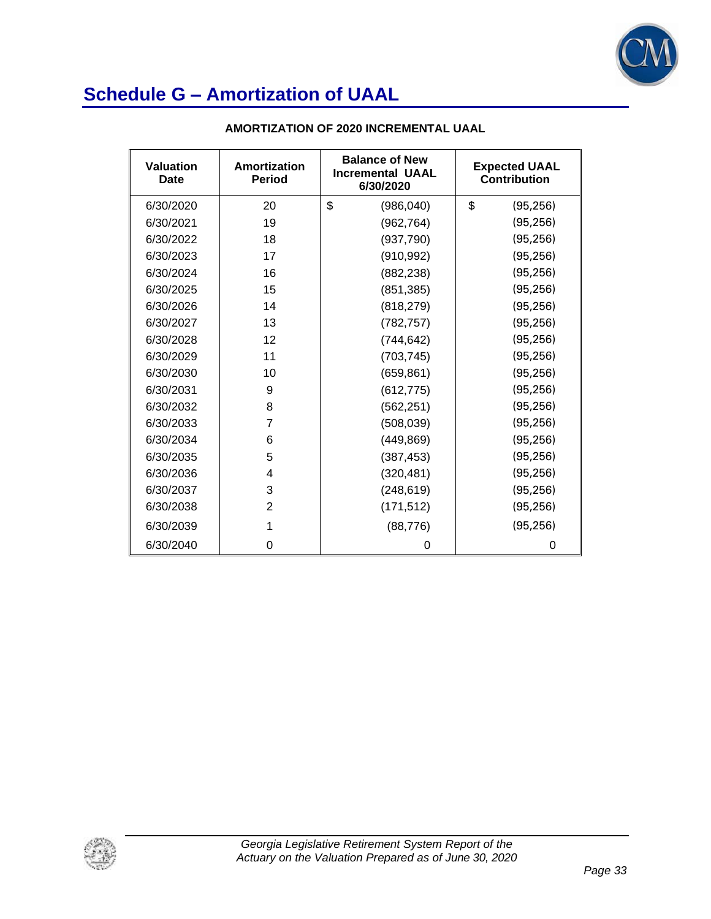## Schedule G – Amortization of UAAL

**AMORTIZATION OF 2020 INCREMENTAL UAAL**

| Valuation Date | Amortization Period | Balance of New Incremental UAAL 6/30/2020 | Expected UAAL Contribution |
|---|---|---|---|
| 6/30/2020 | 20 | $ (986,040) | $ (95,256) |
| 6/30/2021 | 19 | (962,764) | (95,256) |
| 6/30/2022 | 18 | (937,790) | (95,256) |
| 6/30/2023 | 17 | (910,992) | (95,256) |
| 6/30/2024 | 16 | (882,238) | (95,256) |
| 6/30/2025 | 15 | (851,385) | (95,256) |
| 6/30/2026 | 14 | (818,279) | (95,256) |
| 6/30/2027 | 13 | (782,757) | (95,256) |
| 6/30/2028 | 12 | (744,642) | (95,256) |
| 6/30/2029 | 11 | (703,745) | (95,256) |
| 6/30/2030 | 10 | (659,861) | (95,256) |
| 6/30/2031 | 9 | (612,775) | (95,256) |
| 6/30/2032 | 8 | (562,251) | (95,256) |
| 6/30/2033 | 7 | (508,039) | (95,256) |
| 6/30/2034 | 6 | (449,869) | (95,256) |
| 6/30/2035 | 5 | (387,453) | (95,256) |
| 6/30/2036 | 4 | (320,481) | (95,256) |
| 6/30/2037 | 3 | (248,619) | (95,256) |
| 6/30/2038 | 2 | (171,512) | (95,256) |
| 6/30/2039 | 1 | (88,776) | (95,256) |
| 6/30/2040 | 0 | 0 | 0 |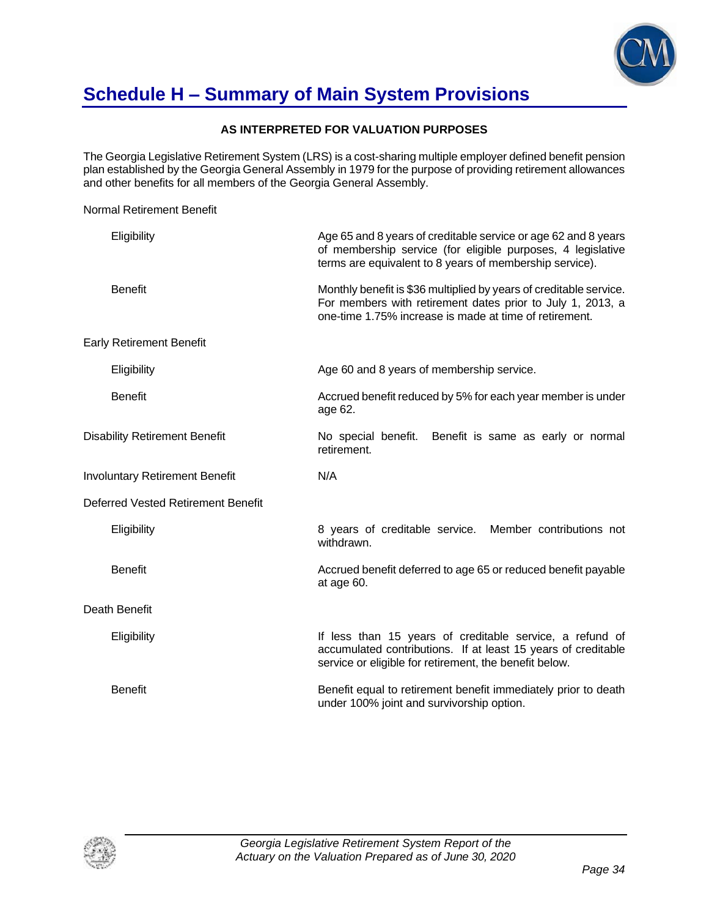# Schedule H – Summary of Main System Provisions

**AS INTERPRETED FOR VALUATION PURPOSES**

The Georgia Legislative Retirement System (LRS) is a cost-sharing multiple employer defined benefit pension plan established by the Georgia General Assembly in 1979 for the purpose of providing retirement allowances and other benefits for all members of the Georgia General Assembly.

Normal Retirement Benefit

| | |
|---|---|
| Eligibility | Age 65 and 8 years of creditable service or age 62 and 8 years of membership service (for eligible purposes, 4 legislative terms are equivalent to 8 years of membership service). |
| Benefit | Monthly benefit is $36 multiplied by years of creditable service. For members with retirement dates prior to July 1, 2013, a one-time 1.75% increase is made at time of retirement. |

Early Retirement Benefit

| | |
|---|---|
| Eligibility | Age 60 and 8 years of membership service. |
| Benefit | Accrued benefit reduced by 5% for each year member is under age 62. |

| | |
|---|---|
| Disability Retirement Benefit | No special benefit. Benefit is same as early or normal retirement. |
| Involuntary Retirement Benefit | N/A |

Deferred Vested Retirement Benefit

| | |
|---|---|
| Eligibility | 8 years of creditable service. Member contributions not withdrawn. |
| Benefit | Accrued benefit deferred to age 65 or reduced benefit payable at age 60. |

Death Benefit

| | |
|---|---|
| Eligibility | If less than 15 years of creditable service, a refund of accumulated contributions. If at least 15 years of creditable service or eligible for retirement, the benefit below. |
| Benefit | Benefit equal to retirement benefit immediately prior to death under 100% joint and survivorship option. |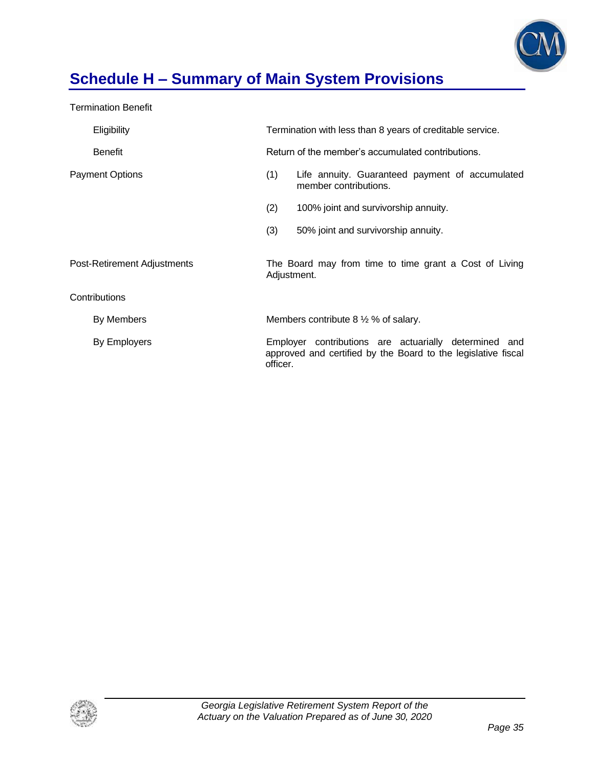# Schedule H – Summary of Main System Provisions

**Termination Benefit**

- **Eligibility**: Termination with less than 8 years of creditable service.
- **Benefit**: Return of the member's accumulated contributions.

**Payment Options**

(1) Life annuity. Guaranteed payment of accumulated member contributions.

(2) 100% joint and survivorship annuity.

(3) 50% joint and survivorship annuity.

**Post-Retirement Adjustments**

The Board may from time to time grant a Cost of Living Adjustment.

**Contributions**

- **By Members**: Members contribute 8 ½ % of salary.
- **By Employers**: Employer contributions are actuarially determined and approved and certified by the Board to the legislative fiscal officer.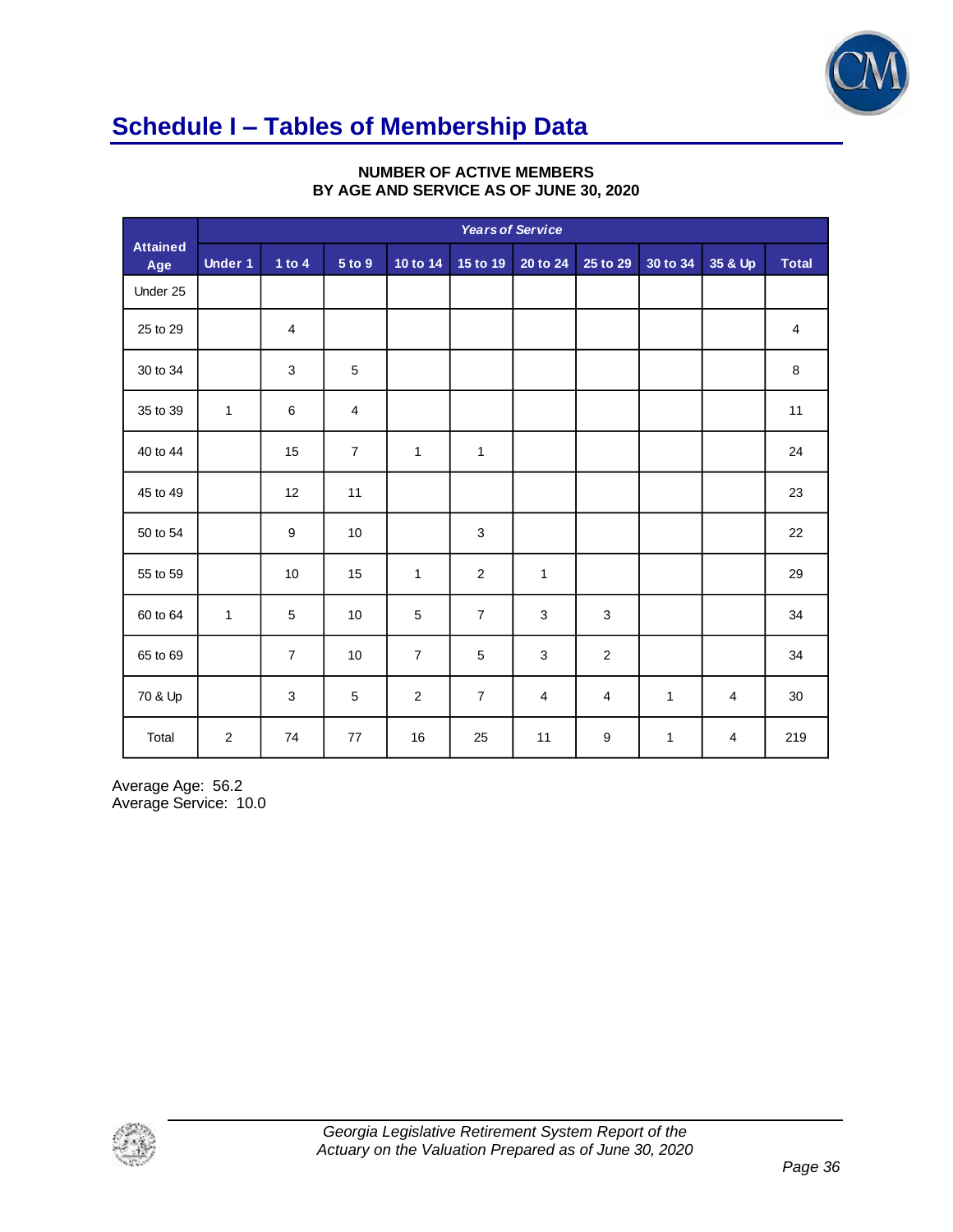# Schedule I – Tables of Membership Data

**NUMBER OF ACTIVE MEMBERS**
**BY AGE AND SERVICE AS OF JUNE 30, 2020**

| Attained Age | *Years of Service* | | | | | | | | | |
|---|---|---|---|---|---|---|---|---|---|---|
| | Under 1 | 1 to 4 | 5 to 9 | 10 to 14 | 15 to 19 | 20 to 24 | 25 to 29 | 30 to 34 | 35 & Up | Total |
| Under 25 | | | | | | | | | | |
| 25 to 29 | | 4 | | | | | | | | 4 |
| 30 to 34 | | 3 | 5 | | | | | | | 8 |
| 35 to 39 | 1 | 6 | 4 | | | | | | | 11 |
| 40 to 44 | | 15 | 7 | 1 | 1 | | | | | 24 |
| 45 to 49 | | 12 | 11 | | | | | | | 23 |
| 50 to 54 | | 9 | 10 | | 3 | | | | | 22 |
| 55 to 59 | | 10 | 15 | 1 | 2 | 1 | | | | 29 |
| 60 to 64 | 1 | 5 | 10 | 5 | 7 | 3 | 3 | | | 34 |
| 65 to 69 | | 7 | 10 | 7 | 5 | 3 | 2 | | | 34 |
| 70 & Up | | 3 | 5 | 2 | 7 | 4 | 4 | 1 | 4 | 30 |
| Total | 2 | 74 | 77 | 16 | 25 | 11 | 9 | 1 | 4 | 219 |

Average Age: 56.2
Average Service: 10.0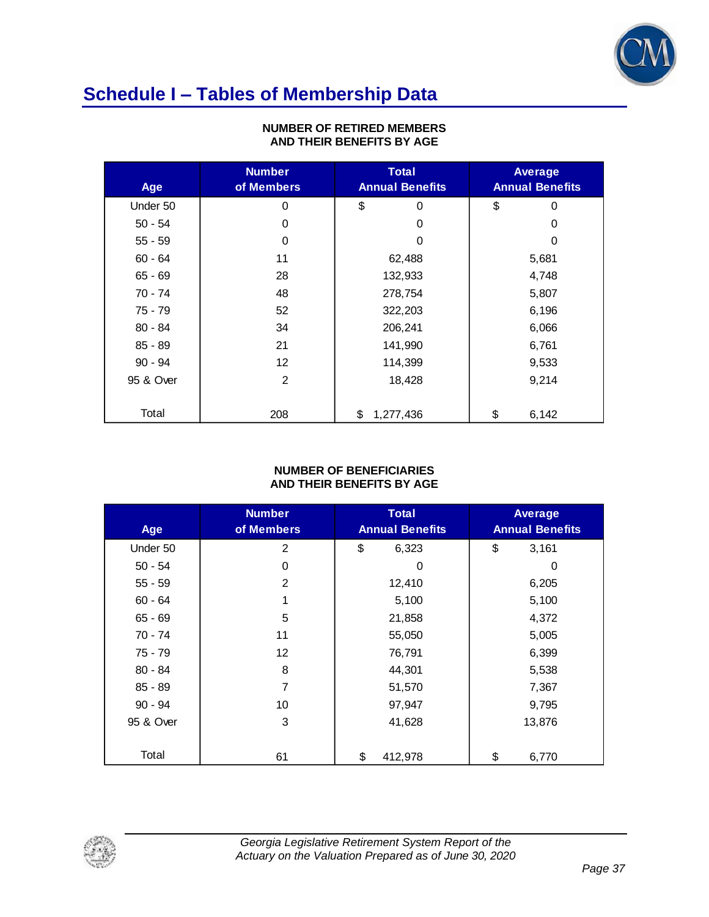# Schedule I – Tables of Membership Data

**NUMBER OF RETIRED MEMBERS AND THEIR BENEFITS BY AGE**

| Age | Number of Members | Total Annual Benefits | Average Annual Benefits |
|---|---|---|---|
| Under 50 | 0 | $ 0 | $ 0 |
| 50 - 54 | 0 | 0 | 0 |
| 55 - 59 | 0 | 0 | 0 |
| 60 - 64 | 11 | 62,488 | 5,681 |
| 65 - 69 | 28 | 132,933 | 4,748 |
| 70 - 74 | 48 | 278,754 | 5,807 |
| 75 - 79 | 52 | 322,203 | 6,196 |
| 80 - 84 | 34 | 206,241 | 6,066 |
| 85 - 89 | 21 | 141,990 | 6,761 |
| 90 - 94 | 12 | 114,399 | 9,533 |
| 95 & Over | 2 | 18,428 | 9,214 |
| Total | 208 | $ 1,277,436 | $ 6,142 |

**NUMBER OF BENEFICIARIES AND THEIR BENEFITS BY AGE**

| Age | Number of Members | Total Annual Benefits | Average Annual Benefits |
|---|---|---|---|
| Under 50 | 2 | $ 6,323 | $ 3,161 |
| 50 - 54 | 0 | 0 | 0 |
| 55 - 59 | 2 | 12,410 | 6,205 |
| 60 - 64 | 1 | 5,100 | 5,100 |
| 65 - 69 | 5 | 21,858 | 4,372 |
| 70 - 74 | 11 | 55,050 | 5,005 |
| 75 - 79 | 12 | 76,791 | 6,399 |
| 80 - 84 | 8 | 44,301 | 5,538 |
| 85 - 89 | 7 | 51,570 | 7,367 |
| 90 - 94 | 10 | 97,947 | 9,795 |
| 95 & Over | 3 | 41,628 | 13,876 |
| Total | 61 | $ 412,978 | $ 6,770 |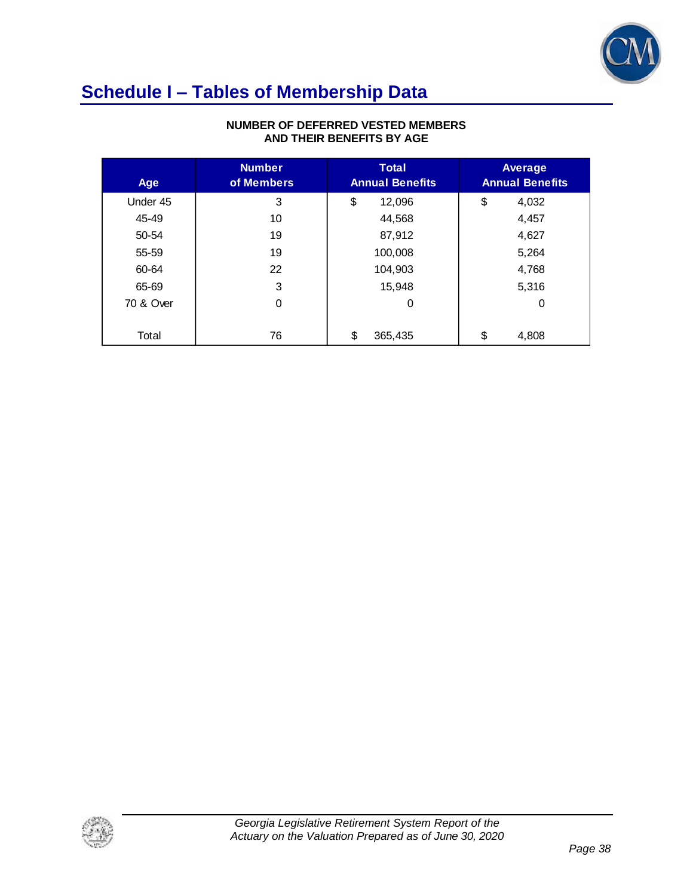## Schedule I – Tables of Membership Data

**NUMBER OF DEFERRED VESTED MEMBERS AND THEIR BENEFITS BY AGE**

| Age | Number of Members | Total Annual Benefits | Average Annual Benefits |
|---|---|---|---|
| Under 45 | 3 | $ 12,096 | $ 4,032 |
| 45-49 | 10 | 44,568 | 4,457 |
| 50-54 | 19 | 87,912 | 4,627 |
| 55-59 | 19 | 100,008 | 5,264 |
| 60-64 | 22 | 104,903 | 4,768 |
| 65-69 | 3 | 15,948 | 5,316 |
| 70 & Over | 0 | 0 | 0 |
| Total | 76 | $ 365,435 | $ 4,808 |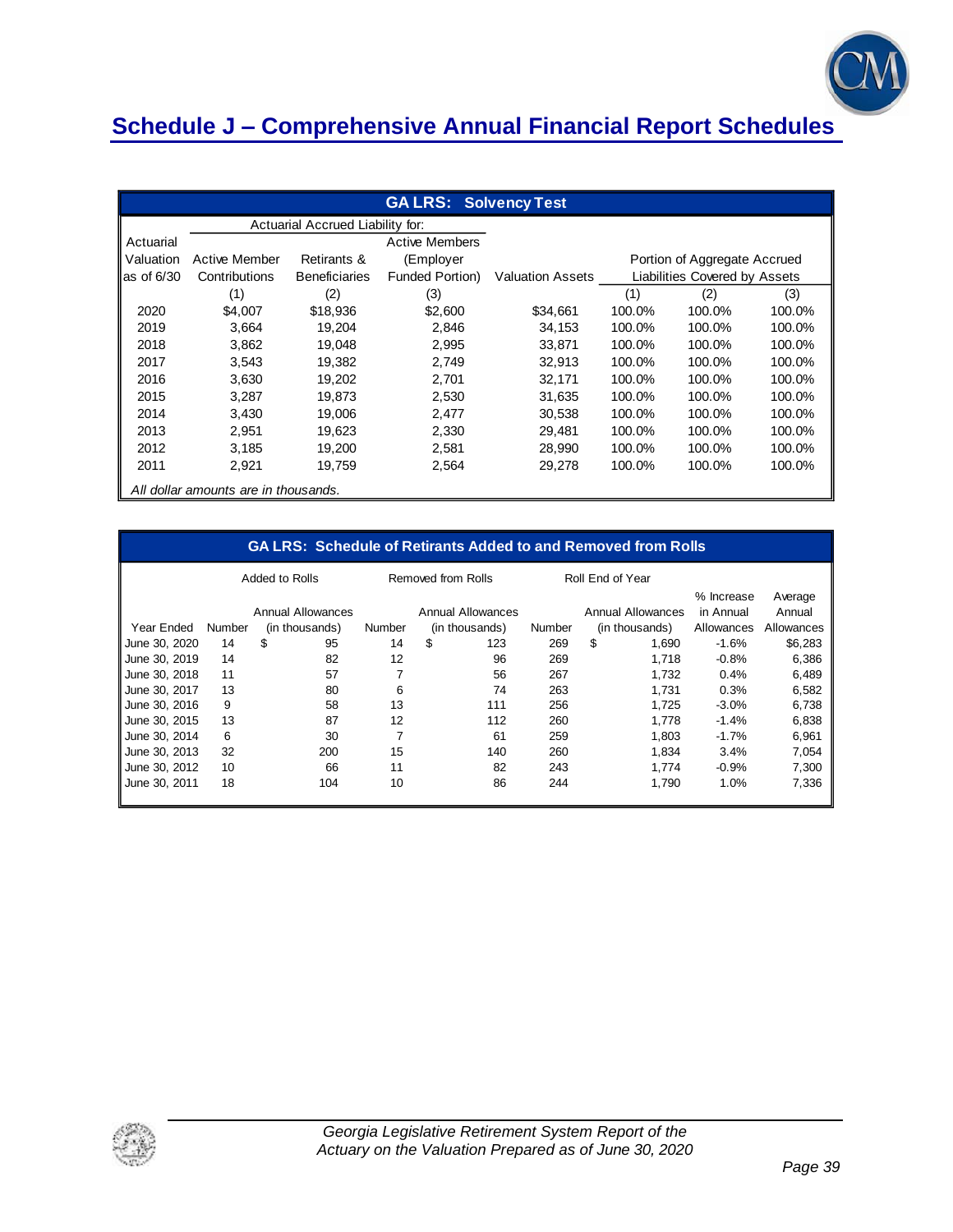# Schedule J – Comprehensive Annual Financial Report Schedules

**GA LRS: Solvency Test**

| Actuarial Valuation as of 6/30 | Actuarial Accrued Liability for: Active Member Contributions (1) | Retirants & Beneficiaries (2) | Active Members (Employer Funded Portion) (3) | Valuation Assets | Portion of Aggregate Accrued Liabilities Covered by Assets (1) | (2) | (3) |
|---|---|---|---|---|---|---|---|
| 2020 | $4,007 | $18,936 | $2,600 | $34,661 | 100.0% | 100.0% | 100.0% |
| 2019 | 3,664 | 19,204 | 2,846 | 34,153 | 100.0% | 100.0% | 100.0% |
| 2018 | 3,862 | 19,048 | 2,995 | 33,871 | 100.0% | 100.0% | 100.0% |
| 2017 | 3,543 | 19,382 | 2,749 | 32,913 | 100.0% | 100.0% | 100.0% |
| 2016 | 3,630 | 19,202 | 2,701 | 32,171 | 100.0% | 100.0% | 100.0% |
| 2015 | 3,287 | 19,873 | 2,530 | 31,635 | 100.0% | 100.0% | 100.0% |
| 2014 | 3,430 | 19,006 | 2,477 | 30,538 | 100.0% | 100.0% | 100.0% |
| 2013 | 2,951 | 19,623 | 2,330 | 29,481 | 100.0% | 100.0% | 100.0% |
| 2012 | 3,185 | 19,200 | 2,581 | 28,990 | 100.0% | 100.0% | 100.0% |
| 2011 | 2,921 | 19,759 | 2,564 | 29,278 | 100.0% | 100.0% | 100.0% |

*All dollar amounts are in thousands.*

**GA LRS: Schedule of Retirants Added to and Removed from Rolls**

| Year Ended | Added to Rolls: Number | Annual Allowances (in thousands) | Removed from Rolls: Number | Annual Allowances (in thousands) | Roll End of Year: Number | Annual Allowances (in thousands) | % Increase in Annual Allowances | Average Annual Allowances |
|---|---|---|---|---|---|---|---|---|
| June 30, 2020 | 14 | $ 95 | 14 | $ 123 | 269 | $ 1,690 | -1.6% | $6,283 |
| June 30, 2019 | 14 | 82 | 12 | 96 | 269 | 1,718 | -0.8% | 6,386 |
| June 30, 2018 | 11 | 57 | 7 | 56 | 267 | 1,732 | 0.4% | 6,489 |
| June 30, 2017 | 13 | 80 | 6 | 74 | 263 | 1,731 | 0.3% | 6,582 |
| June 30, 2016 | 9 | 58 | 13 | 111 | 256 | 1,725 | -3.0% | 6,738 |
| June 30, 2015 | 13 | 87 | 12 | 112 | 260 | 1,778 | -1.4% | 6,838 |
| June 30, 2014 | 6 | 30 | 7 | 61 | 259 | 1,803 | -1.7% | 6,961 |
| June 30, 2013 | 32 | 200 | 15 | 140 | 260 | 1,834 | 3.4% | 7,054 |
| June 30, 2012 | 10 | 66 | 11 | 82 | 243 | 1,774 | -0.9% | 7,300 |
| June 30, 2011 | 18 | 104 | 10 | 86 | 244 | 1,790 | 1.0% | 7,336 |